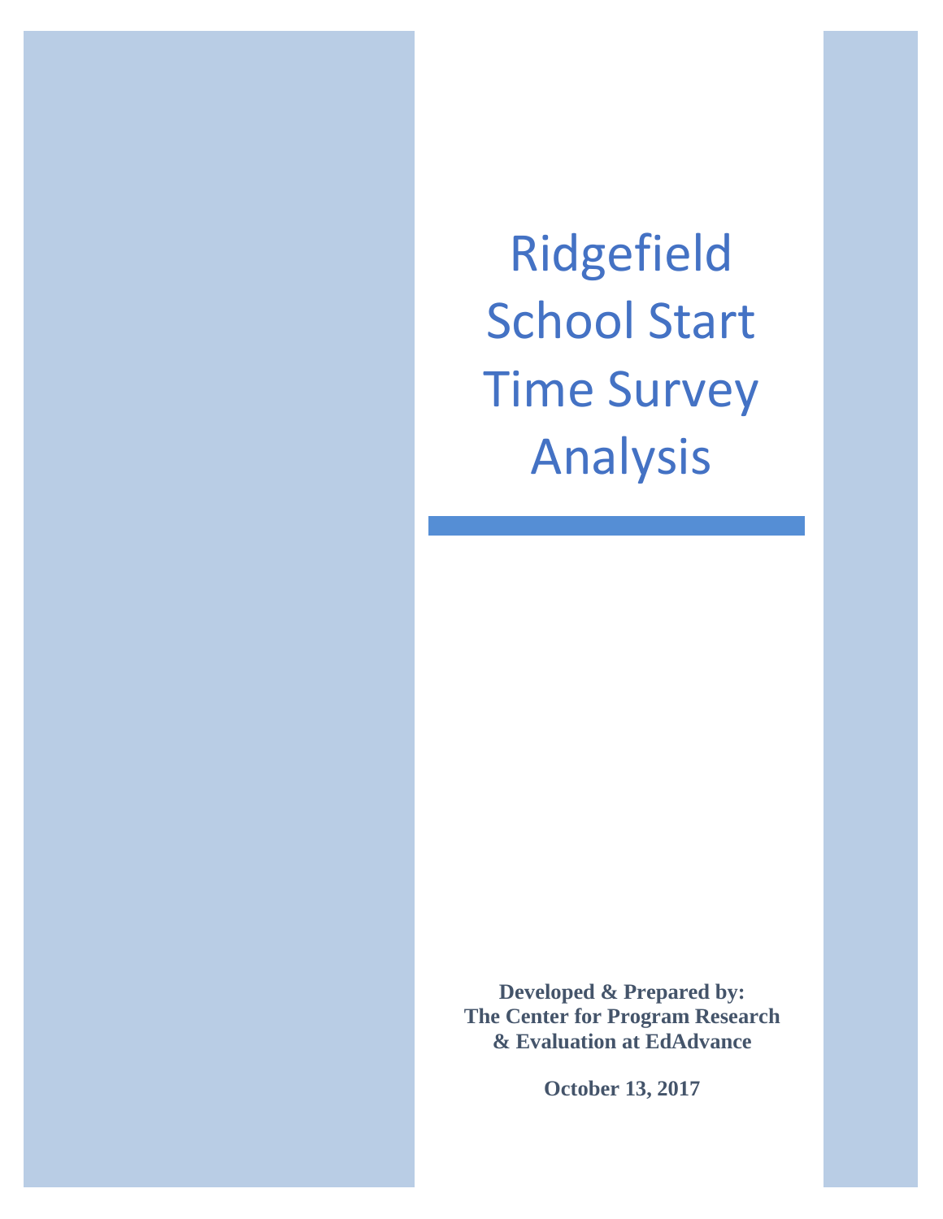# Ridgefield School Start Time Survey Analysis

**Developed & Prepared by:**
**The Center for Program Research & Evaluation at EdAdvance**

**October 13, 2017**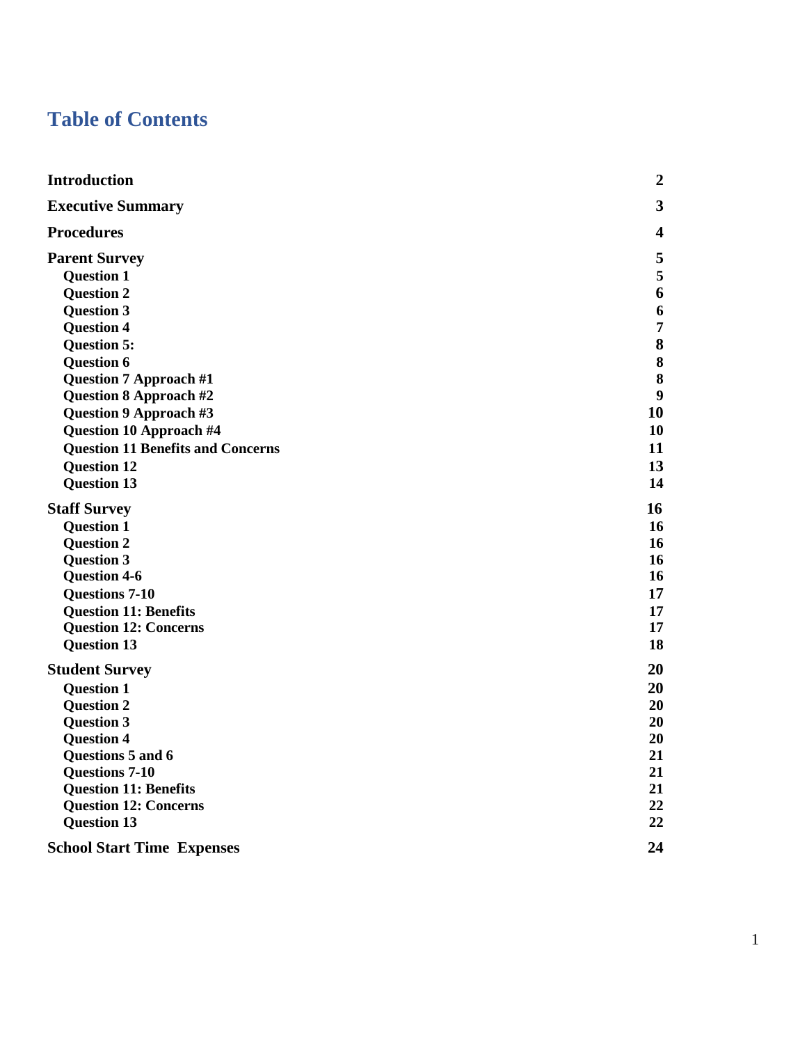# Table of Contents

| | |
|---|---|
| **Introduction** | **2** |
| **Executive Summary** | **3** |
| **Procedures** | **4** |
| **Parent Survey** | **5** |
| **Question 1** | **5** |
| **Question 2** | **6** |
| **Question 3** | **6** |
| **Question 4** | **7** |
| **Question 5:** | **8** |
| **Question 6** | **8** |
| **Question 7 Approach #1** | **8** |
| **Question 8 Approach #2** | **9** |
| **Question 9 Approach #3** | **10** |
| **Question 10 Approach #4** | **10** |
| **Question 11 Benefits and Concerns** | **11** |
| **Question 12** | **13** |
| **Question 13** | **14** |
| **Staff Survey** | **16** |
| **Question 1** | **16** |
| **Question 2** | **16** |
| **Question 3** | **16** |
| **Question 4-6** | **16** |
| **Questions 7-10** | **17** |
| **Question 11: Benefits** | **17** |
| **Question 12: Concerns** | **17** |
| **Question 13** | **18** |
| **Student Survey** | **20** |
| **Question 1** | **20** |
| **Question 2** | **20** |
| **Question 3** | **20** |
| **Question 4** | **20** |
| **Questions 5 and 6** | **21** |
| **Questions 7-10** | **21** |
| **Question 11: Benefits** | **21** |
| **Question 12: Concerns** | **22** |
| **Question 13** | **22** |
| **School Start Time Expenses** | **24** |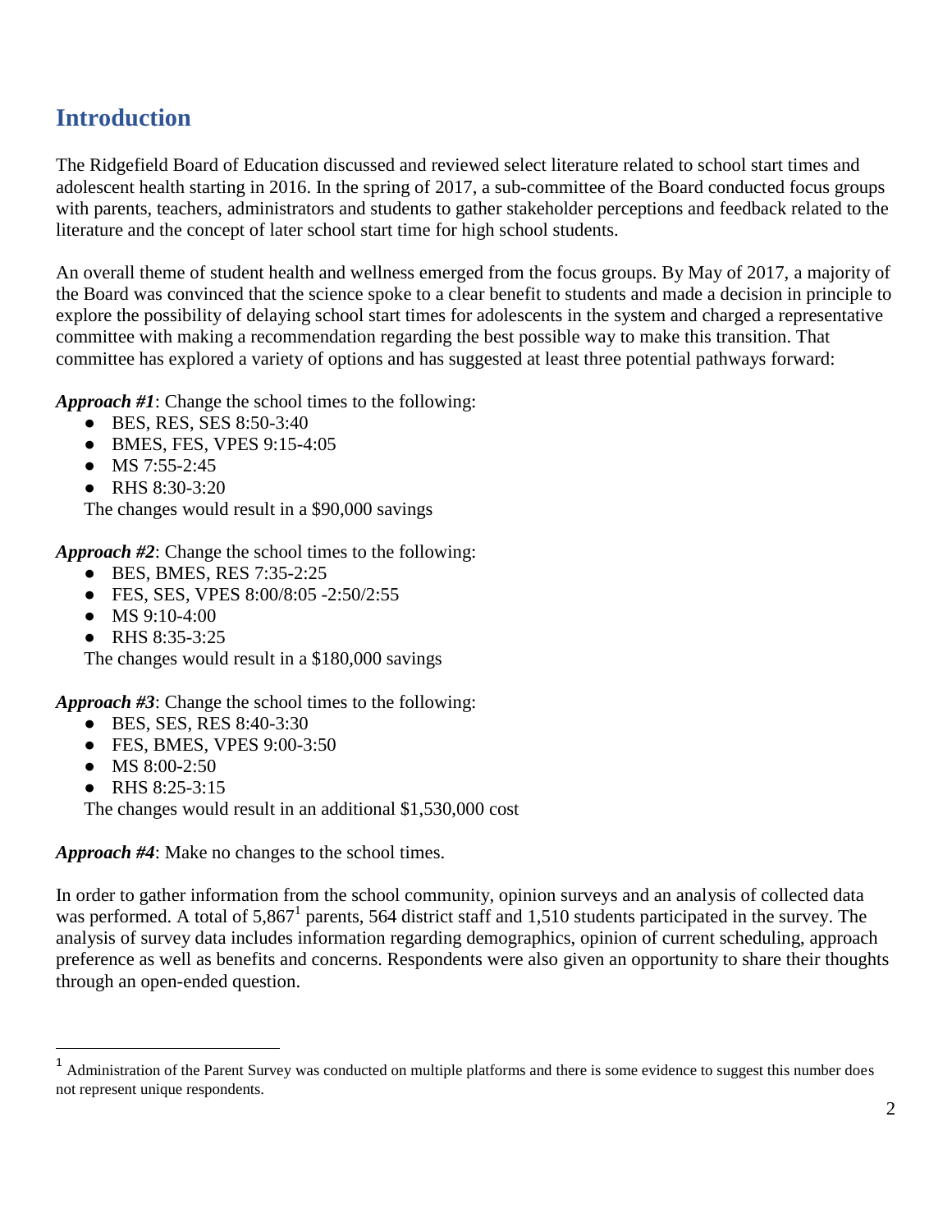## Introduction

The Ridgefield Board of Education discussed and reviewed select literature related to school start times and adolescent health starting in 2016. In the spring of 2017, a sub-committee of the Board conducted focus groups with parents, teachers, administrators and students to gather stakeholder perceptions and feedback related to the literature and the concept of later school start time for high school students.

An overall theme of student health and wellness emerged from the focus groups. By May of 2017, a majority of the Board was convinced that the science spoke to a clear benefit to students and made a decision in principle to explore the possibility of delaying school start times for adolescents in the system and charged a representative committee with making a recommendation regarding the best possible way to make this transition. That committee has explored a variety of options and has suggested at least three potential pathways forward:

***Approach #1***: Change the school times to the following:

- BES, RES, SES 8:50-3:40
- BMES, FES, VPES 9:15-4:05
- MS 7:55-2:45
- RHS 8:30-3:20

The changes would result in a $90,000 savings

***Approach #2***: Change the school times to the following:

- BES, BMES, RES 7:35-2:25
- FES, SES, VPES 8:00/8:05 -2:50/2:55
- MS 9:10-4:00
- RHS 8:35-3:25

The changes would result in a $180,000 savings

***Approach #3***: Change the school times to the following:

- BES, SES, RES 8:40-3:30
- FES, BMES, VPES 9:00-3:50
- MS 8:00-2:50
- RHS 8:25-3:15

The changes would result in an additional $1,530,000 cost

***Approach #4***: Make no changes to the school times.

In order to gather information from the school community, opinion surveys and an analysis of collected data was performed. A total of 5,867[1] parents, 564 district staff and 1,510 students participated in the survey. The analysis of survey data includes information regarding demographics, opinion of current scheduling, approach preference as well as benefits and concerns. Respondents were also given an opportunity to share their thoughts through an open-ended question.

---

[1] Administration of the Parent Survey was conducted on multiple platforms and there is some evidence to suggest this number does not represent unique respondents.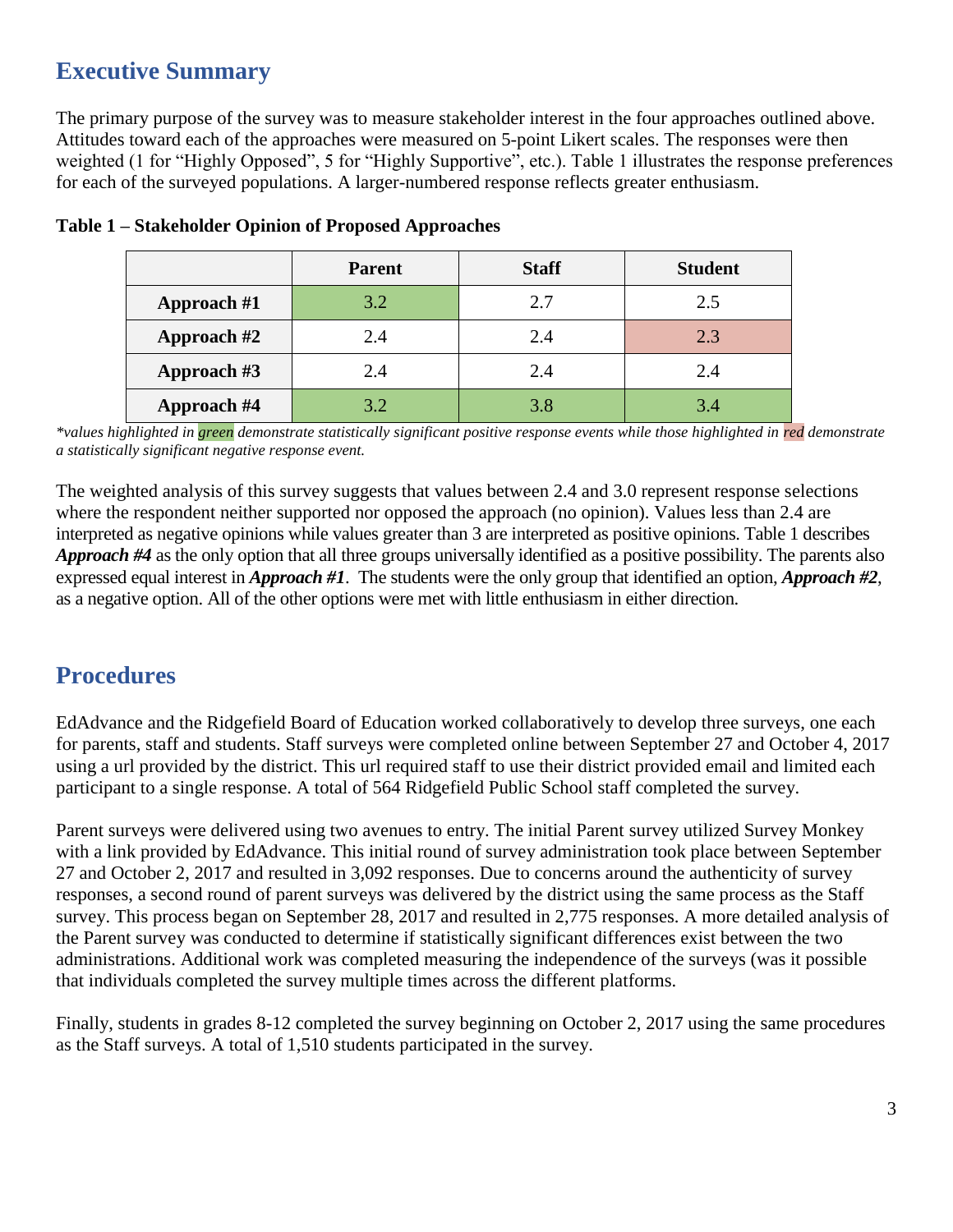## Executive Summary

The primary purpose of the survey was to measure stakeholder interest in the four approaches outlined above. Attitudes toward each of the approaches were measured on 5-point Likert scales. The responses were then weighted (1 for "Highly Opposed", 5 for "Highly Supportive", etc.). Table 1 illustrates the response preferences for each of the surveyed populations. A larger-numbered response reflects greater enthusiasm.

**Table 1 – Stakeholder Opinion of Proposed Approaches**

| | Parent | Staff | Student |
|---|---|---|---|
| **Approach #1** | 3.2 | 2.7 | 2.5 |
| **Approach #2** | 2.4 | 2.4 | 2.3 |
| **Approach #3** | 2.4 | 2.4 | 2.4 |
| **Approach #4** | 3.2 | 3.8 | 3.4 |

*\*values highlighted in green demonstrate statistically significant positive response events while those highlighted in red demonstrate a statistically significant negative response event.*

The weighted analysis of this survey suggests that values between 2.4 and 3.0 represent response selections where the respondent neither supported nor opposed the approach (no opinion). Values less than 2.4 are interpreted as negative opinions while values greater than 3 are interpreted as positive opinions. Table 1 describes ***Approach #4*** as the only option that all three groups universally identified as a positive possibility. The parents also expressed equal interest in ***Approach #1***. The students were the only group that identified an option, ***Approach #2***, as a negative option. All of the other options were met with little enthusiasm in either direction.

## Procedures

EdAdvance and the Ridgefield Board of Education worked collaboratively to develop three surveys, one each for parents, staff and students. Staff surveys were completed online between September 27 and October 4, 2017 using a url provided by the district. This url required staff to use their district provided email and limited each participant to a single response. A total of 564 Ridgefield Public School staff completed the survey.

Parent surveys were delivered using two avenues to entry. The initial Parent survey utilized Survey Monkey with a link provided by EdAdvance. This initial round of survey administration took place between September 27 and October 2, 2017 and resulted in 3,092 responses. Due to concerns around the authenticity of survey responses, a second round of parent surveys was delivered by the district using the same process as the Staff survey. This process began on September 28, 2017 and resulted in 2,775 responses. A more detailed analysis of the Parent survey was conducted to determine if statistically significant differences exist between the two administrations. Additional work was completed measuring the independence of the surveys (was it possible that individuals completed the survey multiple times across the different platforms.

Finally, students in grades 8-12 completed the survey beginning on October 2, 2017 using the same procedures as the Staff surveys. A total of 1,510 students participated in the survey.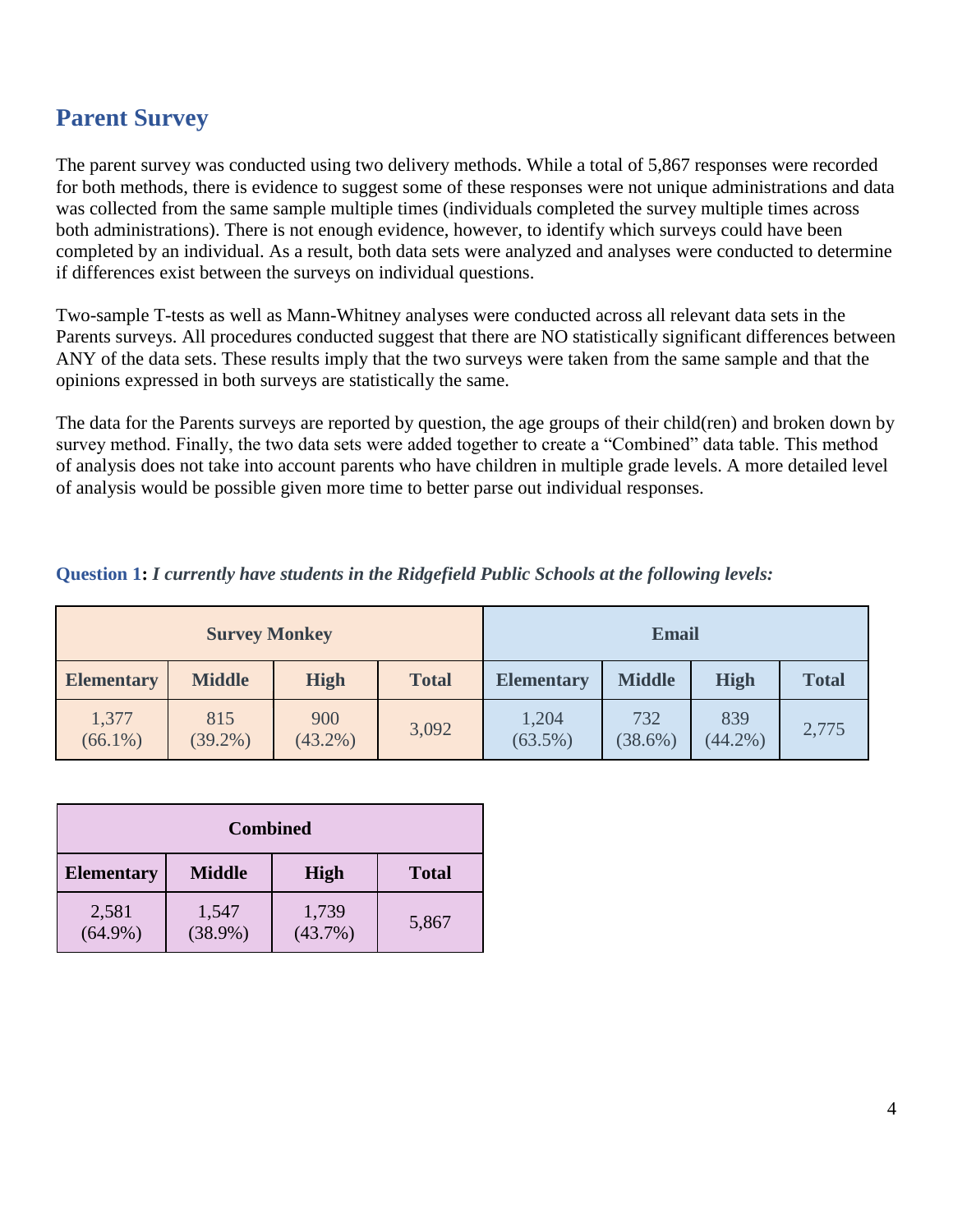## Parent Survey

The parent survey was conducted using two delivery methods. While a total of 5,867 responses were recorded for both methods, there is evidence to suggest some of these responses were not unique administrations and data was collected from the same sample multiple times (individuals completed the survey multiple times across both administrations). There is not enough evidence, however, to identify which surveys could have been completed by an individual. As a result, both data sets were analyzed and analyses were conducted to determine if differences exist between the surveys on individual questions.

Two-sample T-tests as well as Mann-Whitney analyses were conducted across all relevant data sets in the Parents surveys. All procedures conducted suggest that there are NO statistically significant differences between ANY of the data sets. These results imply that the two surveys were taken from the same sample and that the opinions expressed in both surveys are statistically the same.

The data for the Parents surveys are reported by question, the age groups of their child(ren) and broken down by survey method. Finally, the two data sets were added together to create a "Combined" data table. This method of analysis does not take into account parents who have children in multiple grade levels. A more detailed level of analysis would be possible given more time to better parse out individual responses.

**Question 1:** ***I currently have students in the Ridgefield Public Schools at the following levels:***

| Survey Monkey | | | | Email | | | |
|---|---|---|---|---|---|---|---|
| **Elementary** | **Middle** | **High** | **Total** | **Elementary** | **Middle** | **High** | **Total** |
| 1,377 (66.1%) | 815 (39.2%) | 900 (43.2%) | 3,092 | 1,204 (63.5%) | 732 (38.6%) | 839 (44.2%) | 2,775 |

| Combined | | | |
|---|---|---|---|
| **Elementary** | **Middle** | **High** | **Total** |
| 2,581 (64.9%) | 1,547 (38.9%) | 1,739 (43.7%) | 5,867 |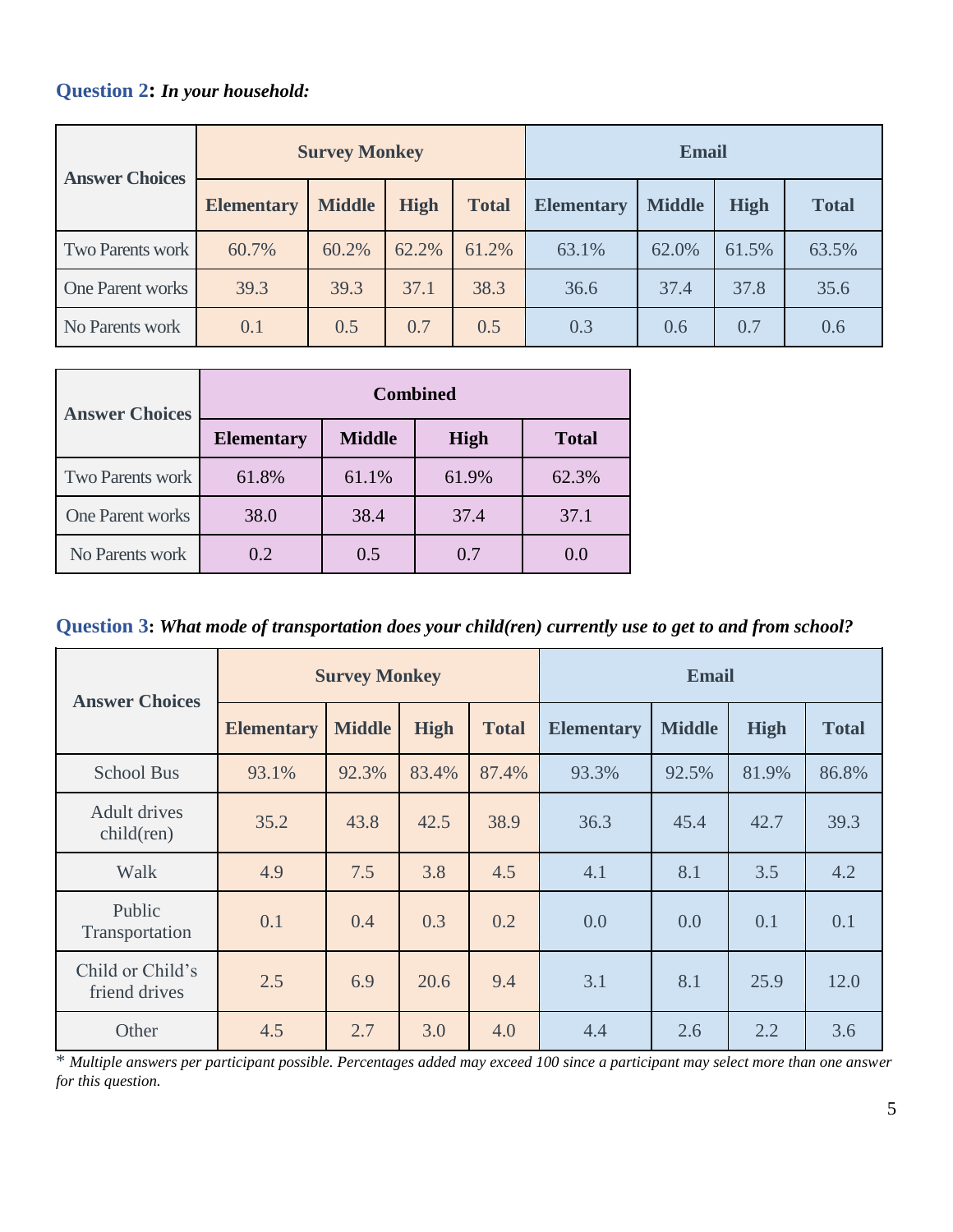**Question 2:** ***In your household:***

| Answer Choices | Survey Monkey | | | | Email | | | |
|---|---|---|---|---|---|---|---|---|
| | Elementary | Middle | High | Total | Elementary | Middle | High | Total |
| Two Parents work | 60.7% | 60.2% | 62.2% | 61.2% | 63.1% | 62.0% | 61.5% | 63.5% |
| One Parent works | 39.3 | 39.3 | 37.1 | 38.3 | 36.6 | 37.4 | 37.8 | 35.6 |
| No Parents work | 0.1 | 0.5 | 0.7 | 0.5 | 0.3 | 0.6 | 0.7 | 0.6 |

| Answer Choices | Combined | | | |
|---|---|---|---|---|
| | Elementary | Middle | High | Total |
| Two Parents work | 61.8% | 61.1% | 61.9% | 62.3% |
| One Parent works | 38.0 | 38.4 | 37.4 | 37.1 |
| No Parents work | 0.2 | 0.5 | 0.7 | 0.0 |

**Question 3:** ***What mode of transportation does your child(ren) currently use to get to and from school?***

| Answer Choices | Survey Monkey | | | | Email | | | |
|---|---|---|---|---|---|---|---|---|
| | Elementary | Middle | High | Total | Elementary | Middle | High | Total |
| School Bus | 93.1% | 92.3% | 83.4% | 87.4% | 93.3% | 92.5% | 81.9% | 86.8% |
| Adult drives child(ren) | 35.2 | 43.8 | 42.5 | 38.9 | 36.3 | 45.4 | 42.7 | 39.3 |
| Walk | 4.9 | 7.5 | 3.8 | 4.5 | 4.1 | 8.1 | 3.5 | 4.2 |
| Public Transportation | 0.1 | 0.4 | 0.3 | 0.2 | 0.0 | 0.0 | 0.1 | 0.1 |
| Child or Child's friend drives | 2.5 | 6.9 | 20.6 | 9.4 | 3.1 | 8.1 | 25.9 | 12.0 |
| Other | 4.5 | 2.7 | 3.0 | 4.0 | 4.4 | 2.6 | 2.2 | 3.6 |

\* *Multiple answers per participant possible. Percentages added may exceed 100 since a participant may select more than one answer for this question.*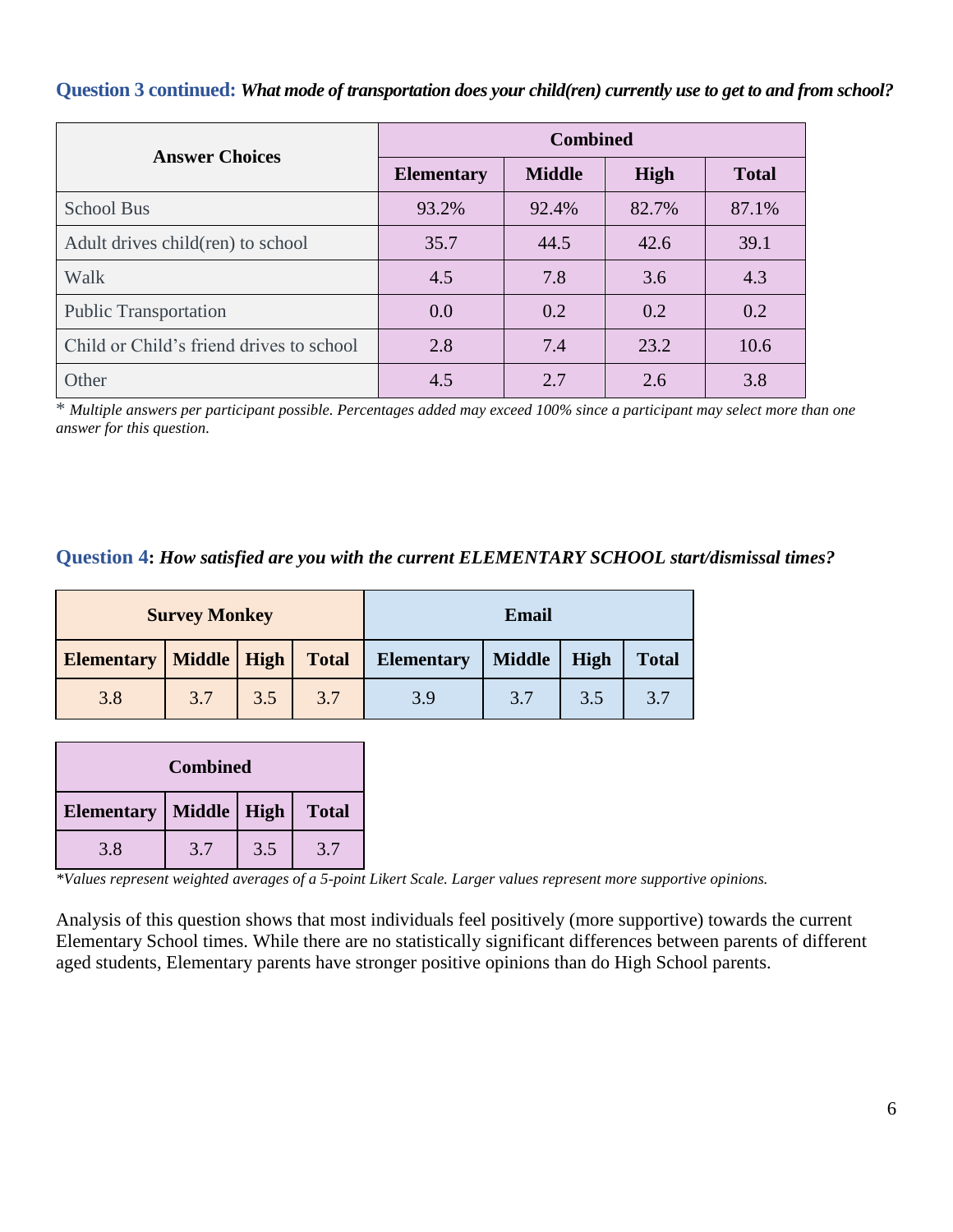**Question 3 continued:** ***What mode of transportation does your child(ren) currently use to get to and from school?***

| Answer Choices | Combined | | | |
|---|---|---|---|---|
| | Elementary | Middle | High | Total |
| School Bus | 93.2% | 92.4% | 82.7% | 87.1% |
| Adult drives child(ren) to school | 35.7 | 44.5 | 42.6 | 39.1 |
| Walk | 4.5 | 7.8 | 3.6 | 4.3 |
| Public Transportation | 0.0 | 0.2 | 0.2 | 0.2 |
| Child or Child's friend drives to school | 2.8 | 7.4 | 23.2 | 10.6 |
| Other | 4.5 | 2.7 | 2.6 | 3.8 |

* *Multiple answers per participant possible. Percentages added may exceed 100% since a participant may select more than one answer for this question.*

**Question 4:** ***How satisfied are you with the current ELEMENTARY SCHOOL start/dismissal times?***

| Survey Monkey | | | | Email | | | |
|---|---|---|---|---|---|---|---|
| Elementary | Middle | High | Total | Elementary | Middle | High | Total |
| 3.8 | 3.7 | 3.5 | 3.7 | 3.9 | 3.7 | 3.5 | 3.7 |

| Combined | | | |
|---|---|---|---|
| Elementary | Middle | High | Total |
| 3.8 | 3.7 | 3.5 | 3.7 |

**Values represent weighted averages of a 5-point Likert Scale. Larger values represent more supportive opinions.*

Analysis of this question shows that most individuals feel positively (more supportive) towards the current Elementary School times. While there are no statistically significant differences between parents of different aged students, Elementary parents have stronger positive opinions than do High School parents.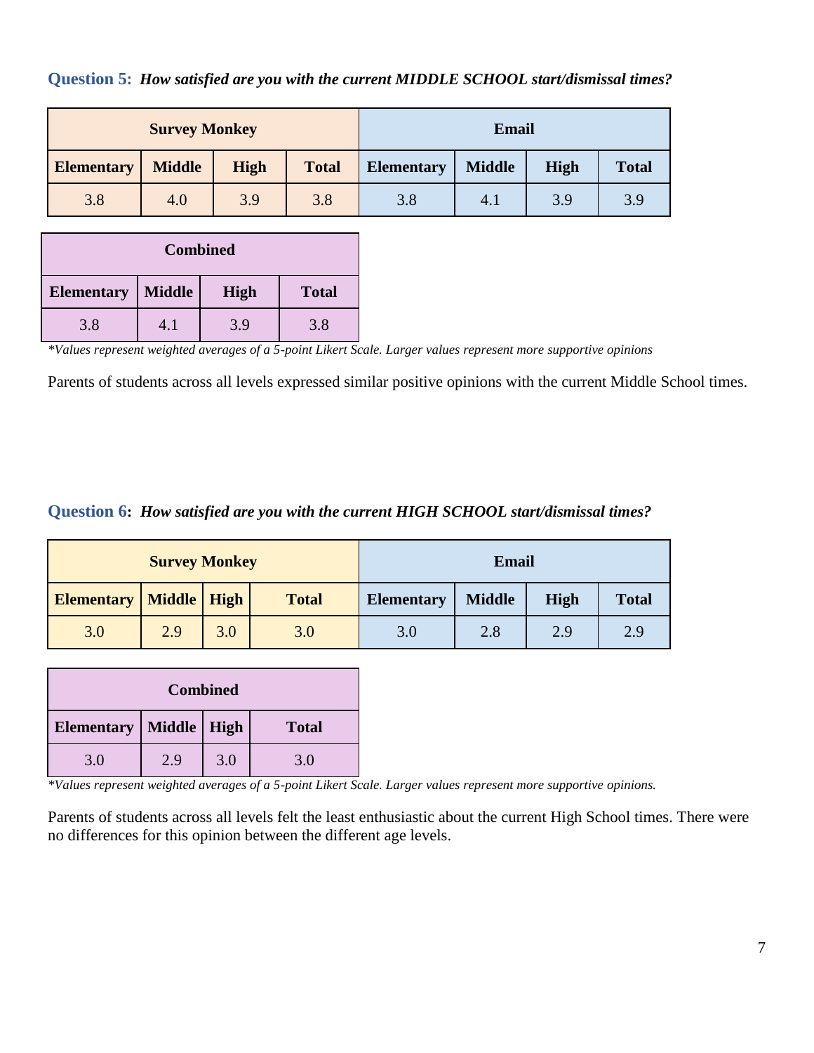**Question 5:** ***How satisfied are you with the current MIDDLE SCHOOL start/dismissal times?***

| Survey Monkey | | | | Email | | | |
|---|---|---|---|---|---|---|---|
| **Elementary** | **Middle** | **High** | **Total** | **Elementary** | **Middle** | **High** | **Total** |
| 3.8 | 4.0 | 3.9 | 3.8 | 3.8 | 4.1 | 3.9 | 3.9 |

| Combined | | | |
|---|---|---|---|
| **Elementary** | **Middle** | **High** | **Total** |
| 3.8 | 4.1 | 3.9 | 3.8 |

*\*Values represent weighted averages of a 5-point Likert Scale. Larger values represent more supportive opinions*

Parents of students across all levels expressed similar positive opinions with the current Middle School times.

**Question 6:** ***How satisfied are you with the current HIGH SCHOOL start/dismissal times?***

| Survey Monkey | | | | Email | | | |
|---|---|---|---|---|---|---|---|
| **Elementary** | **Middle** | **High** | **Total** | **Elementary** | **Middle** | **High** | **Total** |
| 3.0 | 2.9 | 3.0 | 3.0 | 3.0 | 2.8 | 2.9 | 2.9 |

| Combined | | | |
|---|---|---|---|
| **Elementary** | **Middle** | **High** | **Total** |
| 3.0 | 2.9 | 3.0 | 3.0 |

*\*Values represent weighted averages of a 5-point Likert Scale. Larger values represent more supportive opinions.*

Parents of students across all levels felt the least enthusiastic about the current High School times. There were no differences for this opinion between the different age levels.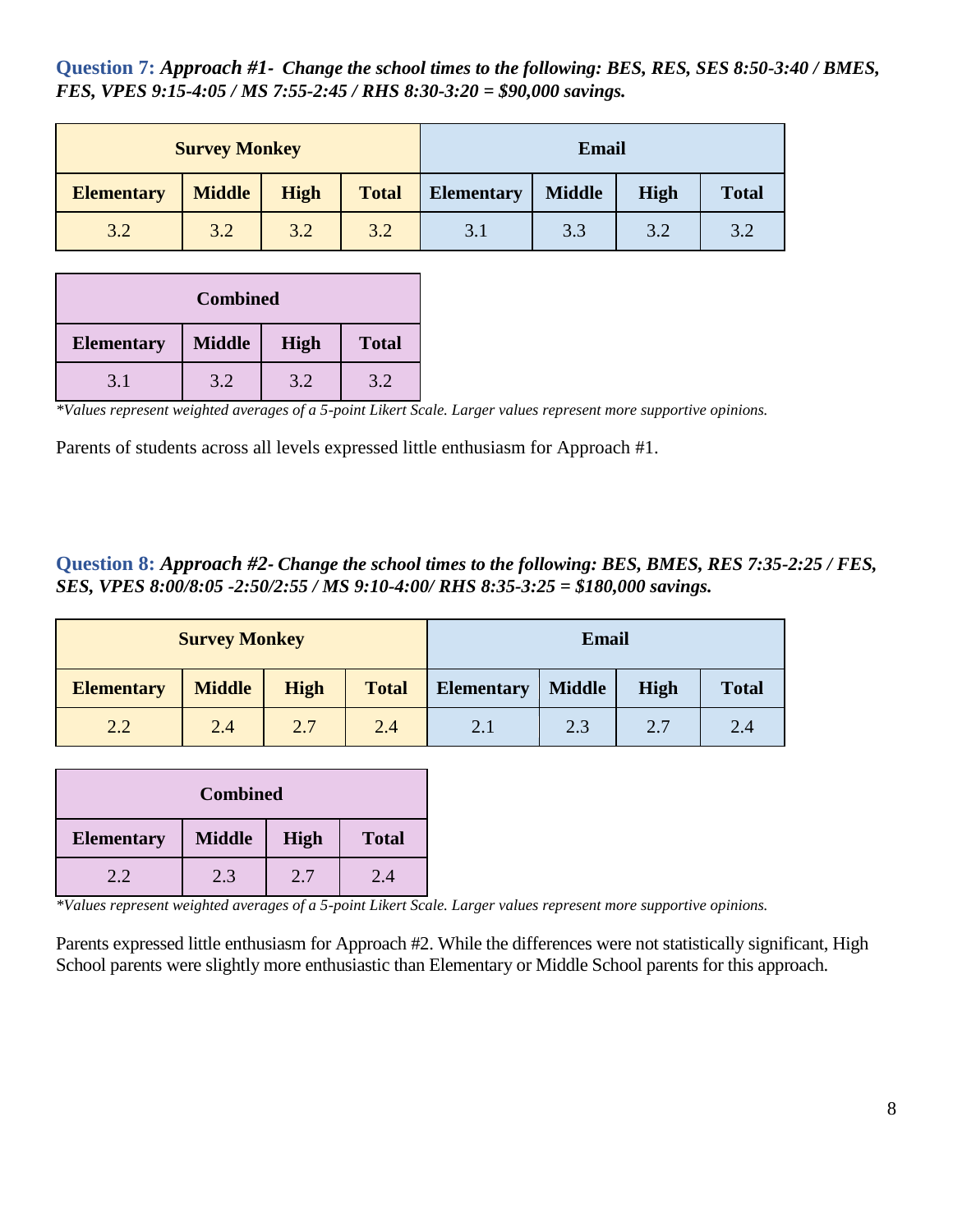**Question 7:** ***Approach #1- Change the school times to the following: BES, RES, SES 8:50-3:40 / BMES, FES, VPES 9:15-4:05 / MS 7:55-2:45 / RHS 8:30-3:20 = $90,000 savings.***

| Survey Monkey | | | | Email | | | |
|---|---|---|---|---|---|---|---|
| **Elementary** | **Middle** | **High** | **Total** | **Elementary** | **Middle** | **High** | **Total** |
| 3.2 | 3.2 | 3.2 | 3.2 | 3.1 | 3.3 | 3.2 | 3.2 |

| Combined | | | |
|---|---|---|---|
| **Elementary** | **Middle** | **High** | **Total** |
| 3.1 | 3.2 | 3.2 | 3.2 |

*\*Values represent weighted averages of a 5-point Likert Scale. Larger values represent more supportive opinions.*

Parents of students across all levels expressed little enthusiasm for Approach #1.

**Question 8:** ***Approach #2- Change the school times to the following: BES, BMES, RES 7:35-2:25 / FES, SES, VPES 8:00/8:05 -2:50/2:55 / MS 9:10-4:00/ RHS 8:35-3:25 = $180,000 savings.***

| Survey Monkey | | | | Email | | | |
|---|---|---|---|---|---|---|---|
| **Elementary** | **Middle** | **High** | **Total** | **Elementary** | **Middle** | **High** | **Total** |
| 2.2 | 2.4 | 2.7 | 2.4 | 2.1 | 2.3 | 2.7 | 2.4 |

| Combined | | | |
|---|---|---|---|
| **Elementary** | **Middle** | **High** | **Total** |
| 2.2 | 2.3 | 2.7 | 2.4 |

*\*Values represent weighted averages of a 5-point Likert Scale. Larger values represent more supportive opinions.*

Parents expressed little enthusiasm for Approach #2. While the differences were not statistically significant, High School parents were slightly more enthusiastic than Elementary or Middle School parents for this approach.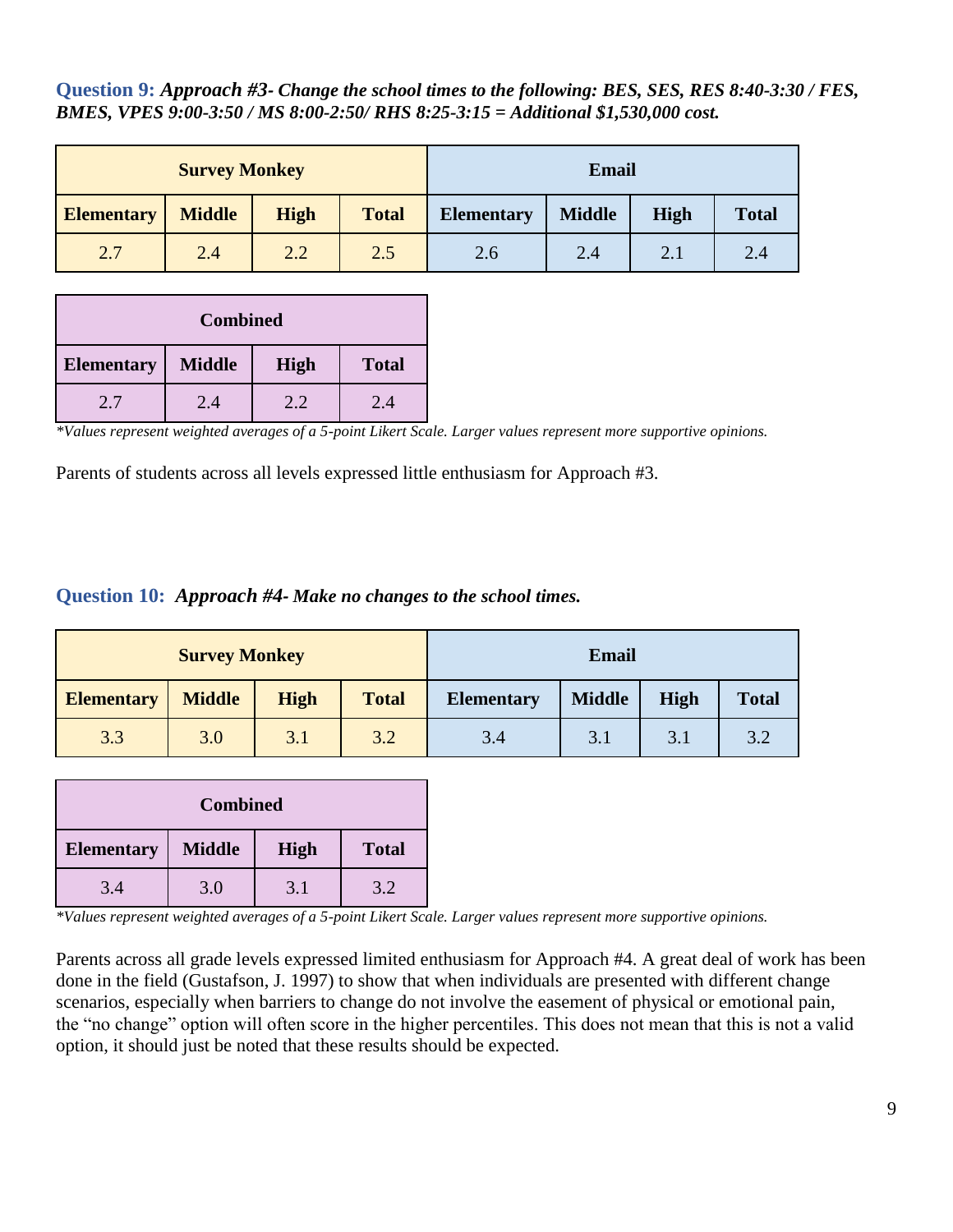**Question 9:** ***Approach #3- Change the school times to the following: BES, SES, RES 8:40-3:30 / FES, BMES, VPES 9:00-3:50 / MS 8:00-2:50/ RHS 8:25-3:15 = Additional $1,530,000 cost.***

| Survey Monkey | | | | Email | | | |
|---|---|---|---|---|---|---|---|
| Elementary | Middle | High | Total | Elementary | Middle | High | Total |
| 2.7 | 2.4 | 2.2 | 2.5 | 2.6 | 2.4 | 2.1 | 2.4 |

| Combined | | | |
|---|---|---|---|
| Elementary | Middle | High | Total |
| 2.7 | 2.4 | 2.2 | 2.4 |

*\*Values represent weighted averages of a 5-point Likert Scale. Larger values represent more supportive opinions.*

Parents of students across all levels expressed little enthusiasm for Approach #3.

**Question 10:** ***Approach #4- Make no changes to the school times.***

| Survey Monkey | | | | Email | | | |
|---|---|---|---|---|---|---|---|
| Elementary | Middle | High | Total | Elementary | Middle | High | Total |
| 3.3 | 3.0 | 3.1 | 3.2 | 3.4 | 3.1 | 3.1 | 3.2 |

| Combined | | | |
|---|---|---|---|
| Elementary | Middle | High | Total |
| 3.4 | 3.0 | 3.1 | 3.2 |

*\*Values represent weighted averages of a 5-point Likert Scale. Larger values represent more supportive opinions.*

Parents across all grade levels expressed limited enthusiasm for Approach #4. A great deal of work has been done in the field (Gustafson, J. 1997) to show that when individuals are presented with different change scenarios, especially when barriers to change do not involve the easement of physical or emotional pain, the "no change" option will often score in the higher percentiles. This does not mean that this is not a valid option, it should just be noted that these results should be expected.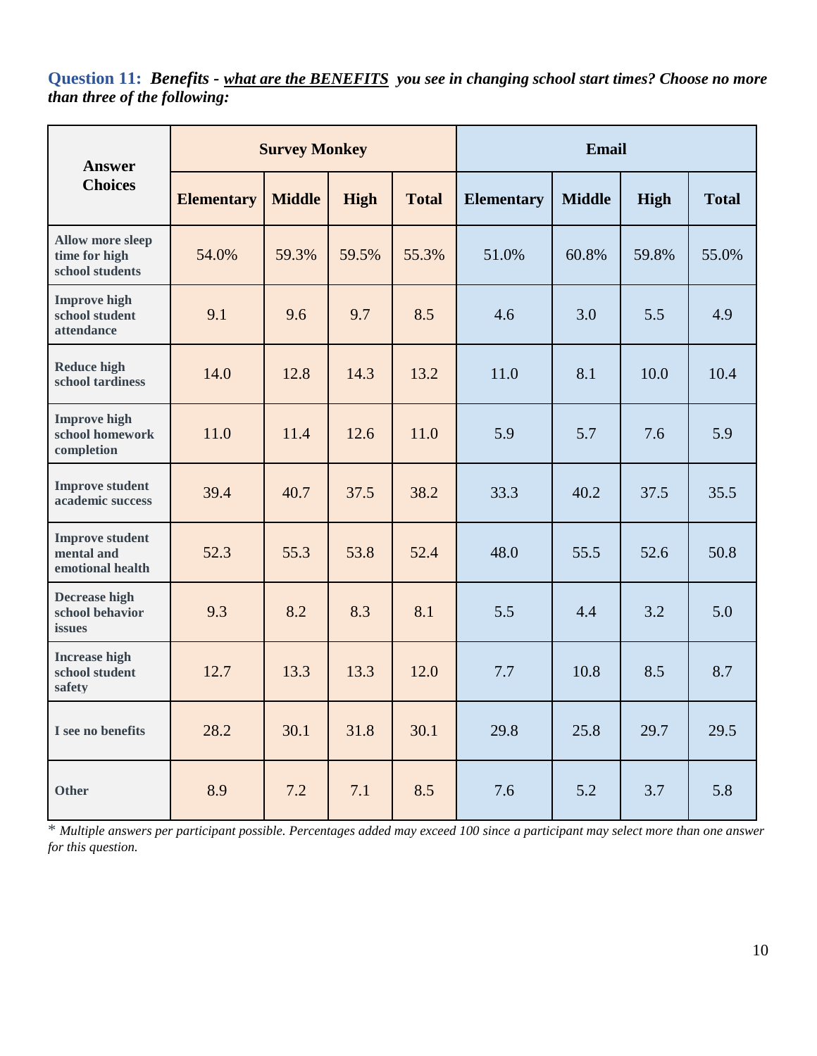**Question 11:** ***Benefits - <u>what are the BENEFITS</u> you see in changing school start times? Choose no more than three of the following:***

| Answer Choices | Survey Monkey | | | | Email | | | |
|---|---|---|---|---|---|---|---|---|
| | Elementary | Middle | High | Total | Elementary | Middle | High | Total |
| Allow more sleep time for high school students | 54.0% | 59.3% | 59.5% | 55.3% | 51.0% | 60.8% | 59.8% | 55.0% |
| Improve high school student attendance | 9.1 | 9.6 | 9.7 | 8.5 | 4.6 | 3.0 | 5.5 | 4.9 |
| Reduce high school tardiness | 14.0 | 12.8 | 14.3 | 13.2 | 11.0 | 8.1 | 10.0 | 10.4 |
| Improve high school homework completion | 11.0 | 11.4 | 12.6 | 11.0 | 5.9 | 5.7 | 7.6 | 5.9 |
| Improve student academic success | 39.4 | 40.7 | 37.5 | 38.2 | 33.3 | 40.2 | 37.5 | 35.5 |
| Improve student mental and emotional health | 52.3 | 55.3 | 53.8 | 52.4 | 48.0 | 55.5 | 52.6 | 50.8 |
| Decrease high school behavior issues | 9.3 | 8.2 | 8.3 | 8.1 | 5.5 | 4.4 | 3.2 | 5.0 |
| Increase high school student safety | 12.7 | 13.3 | 13.3 | 12.0 | 7.7 | 10.8 | 8.5 | 8.7 |
| I see no benefits | 28.2 | 30.1 | 31.8 | 30.1 | 29.8 | 25.8 | 29.7 | 29.5 |
| Other | 8.9 | 7.2 | 7.1 | 8.5 | 7.6 | 5.2 | 3.7 | 5.8 |

* *Multiple answers per participant possible. Percentages added may exceed 100 since a participant may select more than one answer for this question.*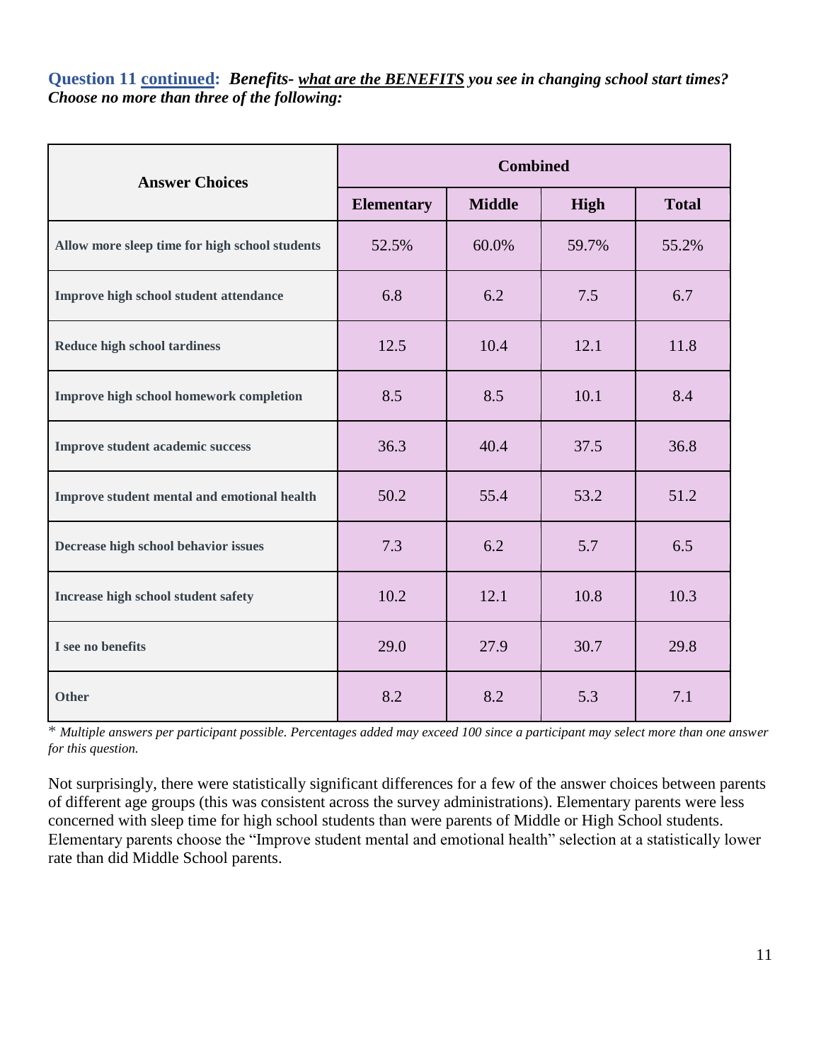**Question 11 continued:** ***Benefits- what are the BENEFITS you see in changing school start times? Choose no more than three of the following:***

| Answer Choices | Combined | | | |
|---|---|---|---|---|
| | Elementary | Middle | High | Total |
| Allow more sleep time for high school students | 52.5% | 60.0% | 59.7% | 55.2% |
| Improve high school student attendance | 6.8 | 6.2 | 7.5 | 6.7 |
| Reduce high school tardiness | 12.5 | 10.4 | 12.1 | 11.8 |
| Improve high school homework completion | 8.5 | 8.5 | 10.1 | 8.4 |
| Improve student academic success | 36.3 | 40.4 | 37.5 | 36.8 |
| Improve student mental and emotional health | 50.2 | 55.4 | 53.2 | 51.2 |
| Decrease high school behavior issues | 7.3 | 6.2 | 5.7 | 6.5 |
| Increase high school student safety | 10.2 | 12.1 | 10.8 | 10.3 |
| I see no benefits | 29.0 | 27.9 | 30.7 | 29.8 |
| Other | 8.2 | 8.2 | 5.3 | 7.1 |

\* *Multiple answers per participant possible. Percentages added may exceed 100 since a participant may select more than one answer for this question.*

Not surprisingly, there were statistically significant differences for a few of the answer choices between parents of different age groups (this was consistent across the survey administrations). Elementary parents were less concerned with sleep time for high school students than were parents of Middle or High School students. Elementary parents choose the "Improve student mental and emotional health" selection at a statistically lower rate than did Middle School parents.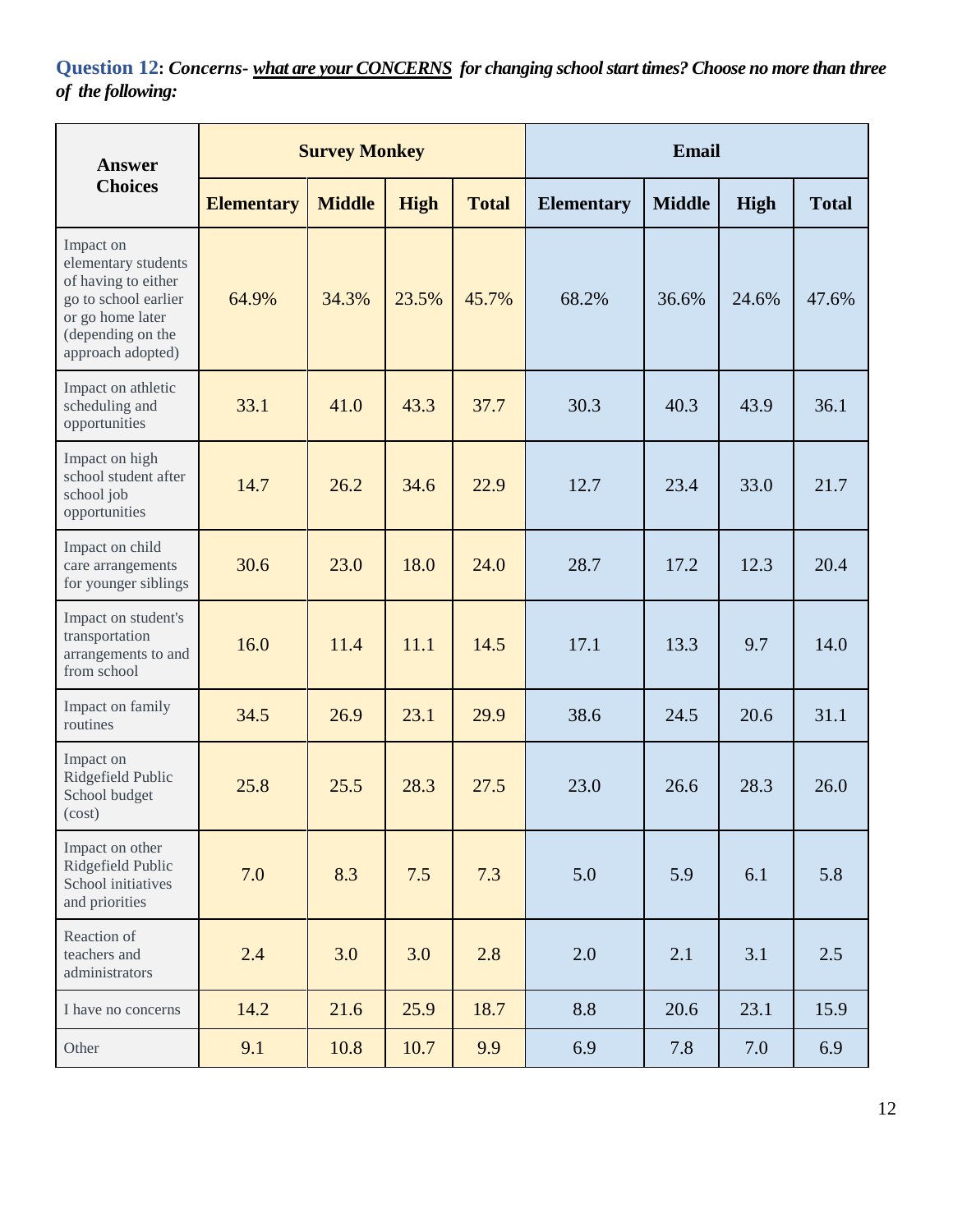**Question 12:** ***Concerns- <u>what are your CONCERNS</u> for changing school start times? Choose no more than three of the following:***

| Answer Choices | Survey Monkey | | | | Email | | | |
|---|---|---|---|---|---|---|---|---|
| | **Elementary** | **Middle** | **High** | **Total** | **Elementary** | **Middle** | **High** | **Total** |
| Impact on elementary students of having to either go to school earlier or go home later (depending on the approach adopted) | 64.9% | 34.3% | 23.5% | 45.7% | 68.2% | 36.6% | 24.6% | 47.6% |
| Impact on athletic scheduling and opportunities | 33.1 | 41.0 | 43.3 | 37.7 | 30.3 | 40.3 | 43.9 | 36.1 |
| Impact on high school student after school job opportunities | 14.7 | 26.2 | 34.6 | 22.9 | 12.7 | 23.4 | 33.0 | 21.7 |
| Impact on child care arrangements for younger siblings | 30.6 | 23.0 | 18.0 | 24.0 | 28.7 | 17.2 | 12.3 | 20.4 |
| Impact on student's transportation arrangements to and from school | 16.0 | 11.4 | 11.1 | 14.5 | 17.1 | 13.3 | 9.7 | 14.0 |
| Impact on family routines | 34.5 | 26.9 | 23.1 | 29.9 | 38.6 | 24.5 | 20.6 | 31.1 |
| Impact on Ridgefield Public School budget (cost) | 25.8 | 25.5 | 28.3 | 27.5 | 23.0 | 26.6 | 28.3 | 26.0 |
| Impact on other Ridgefield Public School initiatives and priorities | 7.0 | 8.3 | 7.5 | 7.3 | 5.0 | 5.9 | 6.1 | 5.8 |
| Reaction of teachers and administrators | 2.4 | 3.0 | 3.0 | 2.8 | 2.0 | 2.1 | 3.1 | 2.5 |
| I have no concerns | 14.2 | 21.6 | 25.9 | 18.7 | 8.8 | 20.6 | 23.1 | 15.9 |
| Other | 9.1 | 10.8 | 10.7 | 9.9 | 6.9 | 7.8 | 7.0 | 6.9 |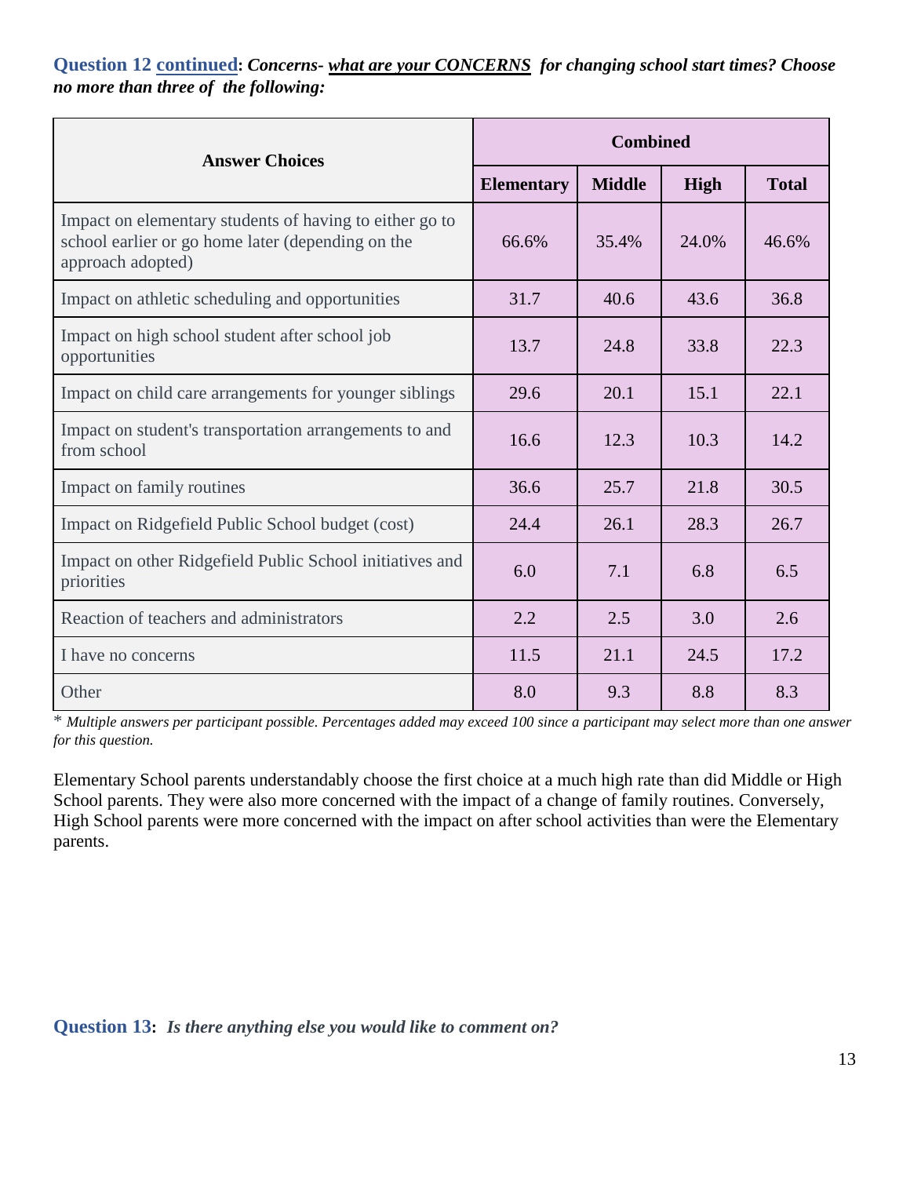**Question 12 continued: *Concerns- what are your CONCERNS for changing school start times? Choose no more than three of the following:***

| Answer Choices | Combined | | | |
|---|---|---|---|---|
| | **Elementary** | **Middle** | **High** | **Total** |
| Impact on elementary students of having to either go to school earlier or go home later (depending on the approach adopted) | 66.6% | 35.4% | 24.0% | 46.6% |
| Impact on athletic scheduling and opportunities | 31.7 | 40.6 | 43.6 | 36.8 |
| Impact on high school student after school job opportunities | 13.7 | 24.8 | 33.8 | 22.3 |
| Impact on child care arrangements for younger siblings | 29.6 | 20.1 | 15.1 | 22.1 |
| Impact on student's transportation arrangements to and from school | 16.6 | 12.3 | 10.3 | 14.2 |
| Impact on family routines | 36.6 | 25.7 | 21.8 | 30.5 |
| Impact on Ridgefield Public School budget (cost) | 24.4 | 26.1 | 28.3 | 26.7 |
| Impact on other Ridgefield Public School initiatives and priorities | 6.0 | 7.1 | 6.8 | 6.5 |
| Reaction of teachers and administrators | 2.2 | 2.5 | 3.0 | 2.6 |
| I have no concerns | 11.5 | 21.1 | 24.5 | 17.2 |
| Other | 8.0 | 9.3 | 8.8 | 8.3 |

* *Multiple answers per participant possible. Percentages added may exceed 100 since a participant may select more than one answer for this question.*

Elementary School parents understandably choose the first choice at a much high rate than did Middle or High School parents. They were also more concerned with the impact of a change of family routines. Conversely, High School parents were more concerned with the impact on after school activities than were the Elementary parents.

**Question 13: *Is there anything else you would like to comment on?***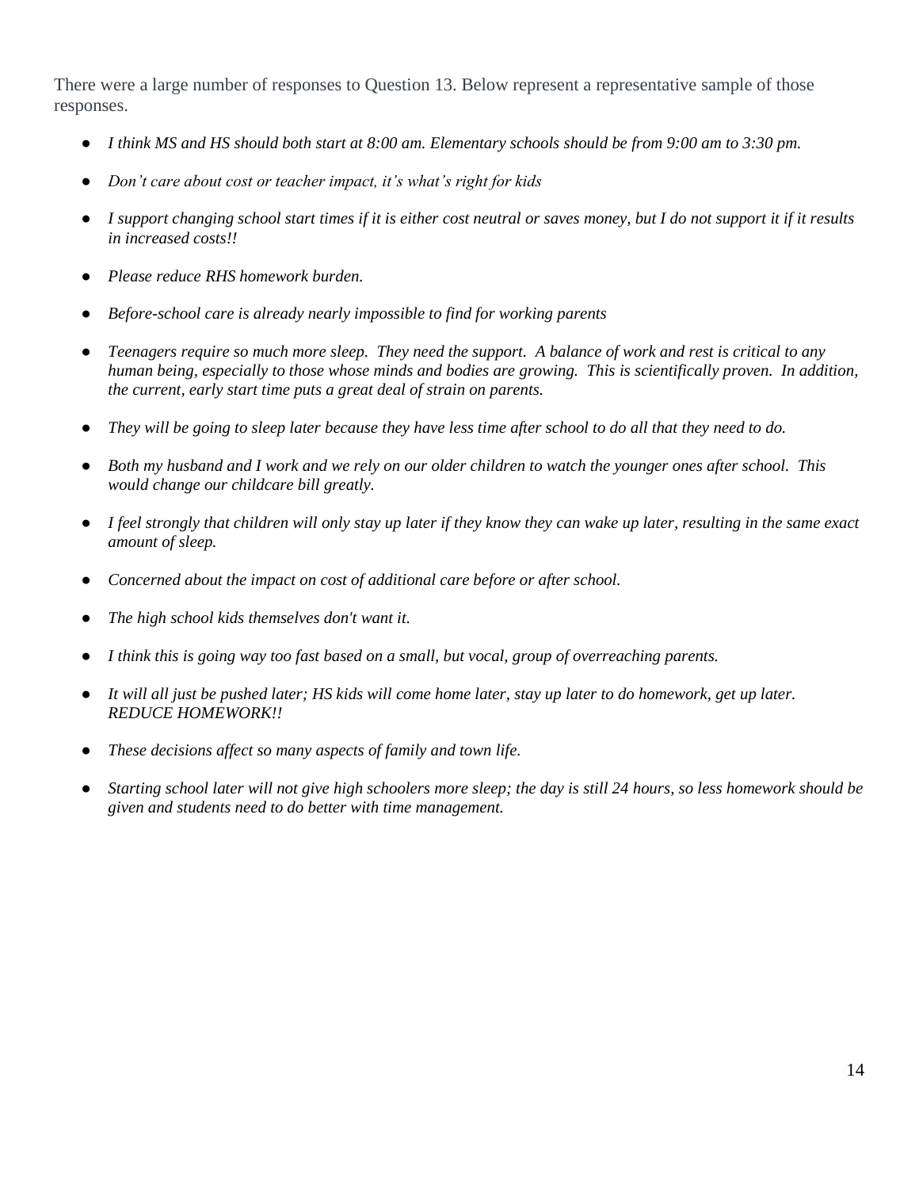There were a large number of responses to Question 13. Below represent a representative sample of those responses.

- *I think MS and HS should both start at 8:00 am. Elementary schools should be from 9:00 am to 3:30 pm.*
- *Don't care about cost or teacher impact, it's what's right for kids*
- *I support changing school start times if it is either cost neutral or saves money, but I do not support it if it results in increased costs!!*
- *Please reduce RHS homework burden.*
- *Before-school care is already nearly impossible to find for working parents*
- *Teenagers require so much more sleep. They need the support. A balance of work and rest is critical to any human being, especially to those whose minds and bodies are growing. This is scientifically proven. In addition, the current, early start time puts a great deal of strain on parents.*
- *They will be going to sleep later because they have less time after school to do all that they need to do.*
- *Both my husband and I work and we rely on our older children to watch the younger ones after school. This would change our childcare bill greatly.*
- *I feel strongly that children will only stay up later if they know they can wake up later, resulting in the same exact amount of sleep.*
- *Concerned about the impact on cost of additional care before or after school.*
- *The high school kids themselves don't want it.*
- *I think this is going way too fast based on a small, but vocal, group of overreaching parents.*
- *It will all just be pushed later; HS kids will come home later, stay up later to do homework, get up later. REDUCE HOMEWORK!!*
- *These decisions affect so many aspects of family and town life.*
- *Starting school later will not give high schoolers more sleep; the day is still 24 hours, so less homework should be given and students need to do better with time management.*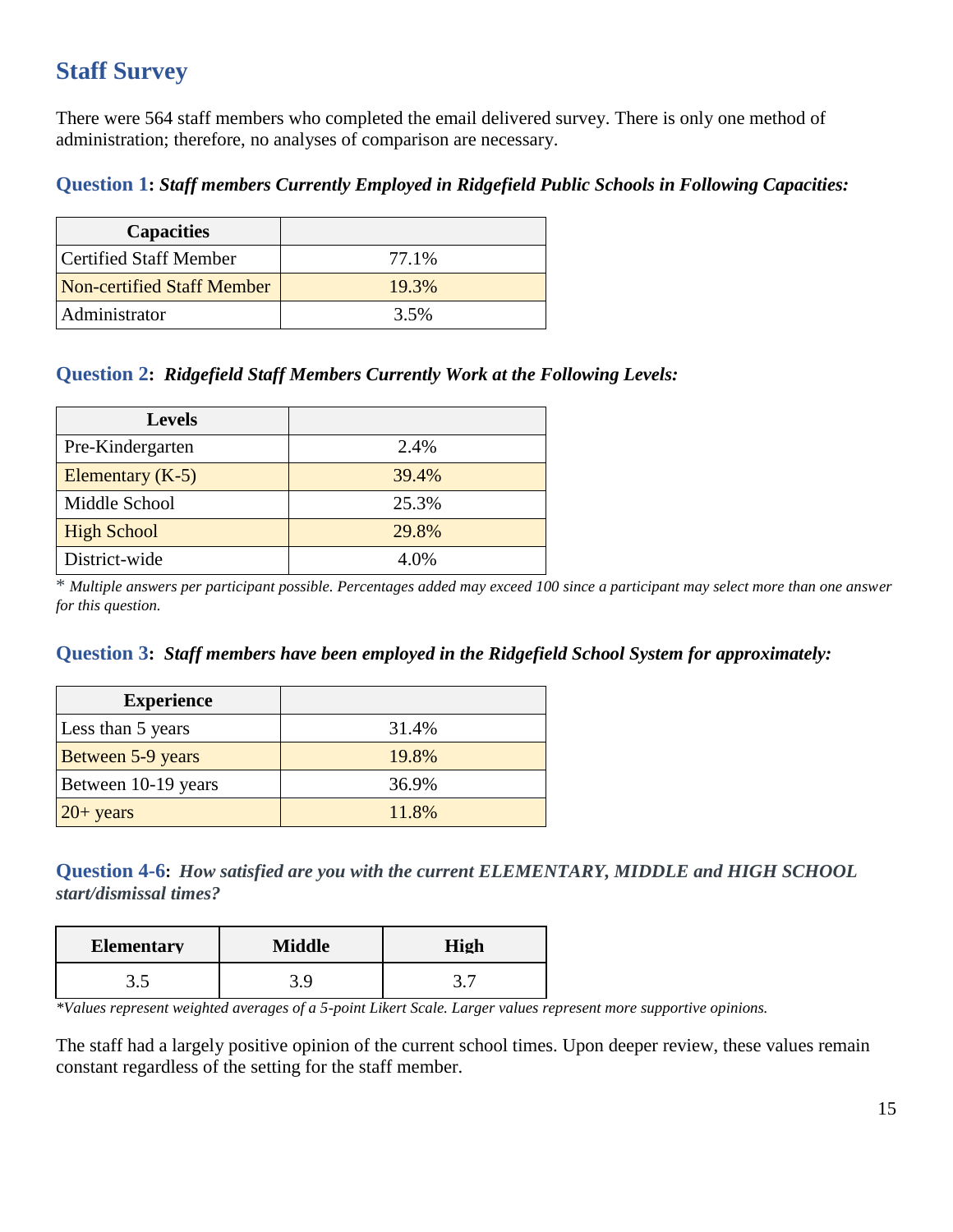## Staff Survey

There were 564 staff members who completed the email delivered survey. There is only one method of administration; therefore, no analyses of comparison are necessary.

**Question 1: *Staff members Currently Employed in Ridgefield Public Schools in Following Capacities:***

| Capacities | |
|---|---|
| Certified Staff Member | 77.1% |
| Non-certified Staff Member | 19.3% |
| Administrator | 3.5% |

**Question 2: *Ridgefield Staff Members Currently Work at the Following Levels:***

| Levels | |
|---|---|
| Pre-Kindergarten | 2.4% |
| Elementary (K-5) | 39.4% |
| Middle School | 25.3% |
| High School | 29.8% |
| District-wide | 4.0% |

* *Multiple answers per participant possible. Percentages added may exceed 100 since a participant may select more than one answer for this question.*

**Question 3: *Staff members have been employed in the Ridgefield School System for approximately:***

| Experience | |
|---|---|
| Less than 5 years | 31.4% |
| Between 5-9 years | 19.8% |
| Between 10-19 years | 36.9% |
| 20+ years | 11.8% |

**Question 4-6: *How satisfied are you with the current ELEMENTARY, MIDDLE and HIGH SCHOOL start/dismissal times?***

| Elementary | Middle | High |
|---|---|---|
| 3.5 | 3.9 | 3.7 |

**Values represent weighted averages of a 5-point Likert Scale. Larger values represent more supportive opinions.*

The staff had a largely positive opinion of the current school times. Upon deeper review, these values remain constant regardless of the setting for the staff member.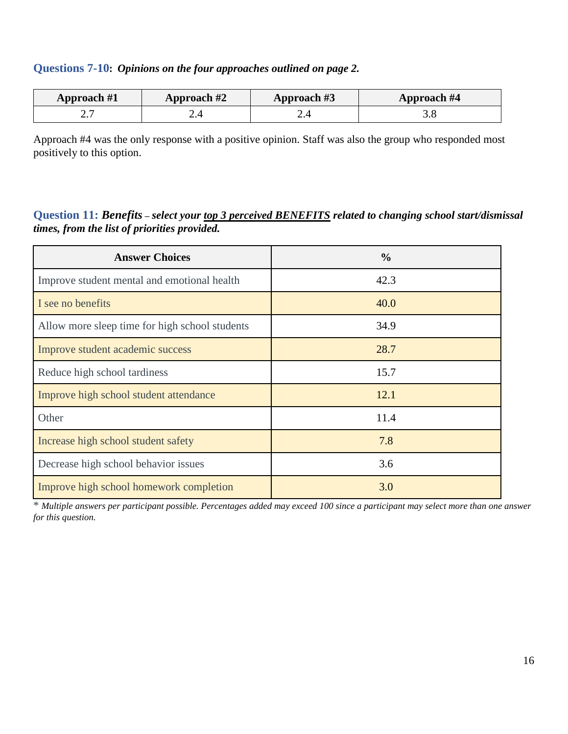**Questions 7-10**: ***Opinions on the four approaches outlined on page 2.***

| Approach #1 | Approach #2 | Approach #3 | Approach #4 |
|---|---|---|---|
| 2.7 | 2.4 | 2.4 | 3.8 |

Approach #4 was the only response with a positive opinion. Staff was also the group who responded most positively to this option.

**Question 11:** ***Benefits – select your <u>top 3 perceived BENEFITS</u> related to changing school start/dismissal times, from the list of priorities provided.***

| Answer Choices | % |
|---|---|
| Improve student mental and emotional health | 42.3 |
| I see no benefits | 40.0 |
| Allow more sleep time for high school students | 34.9 |
| Improve student academic success | 28.7 |
| Reduce high school tardiness | 15.7 |
| Improve high school student attendance | 12.1 |
| Other | 11.4 |
| Increase high school student safety | 7.8 |
| Decrease high school behavior issues | 3.6 |
| Improve high school homework completion | 3.0 |

* *Multiple answers per participant possible. Percentages added may exceed 100 since a participant may select more than one answer for this question.*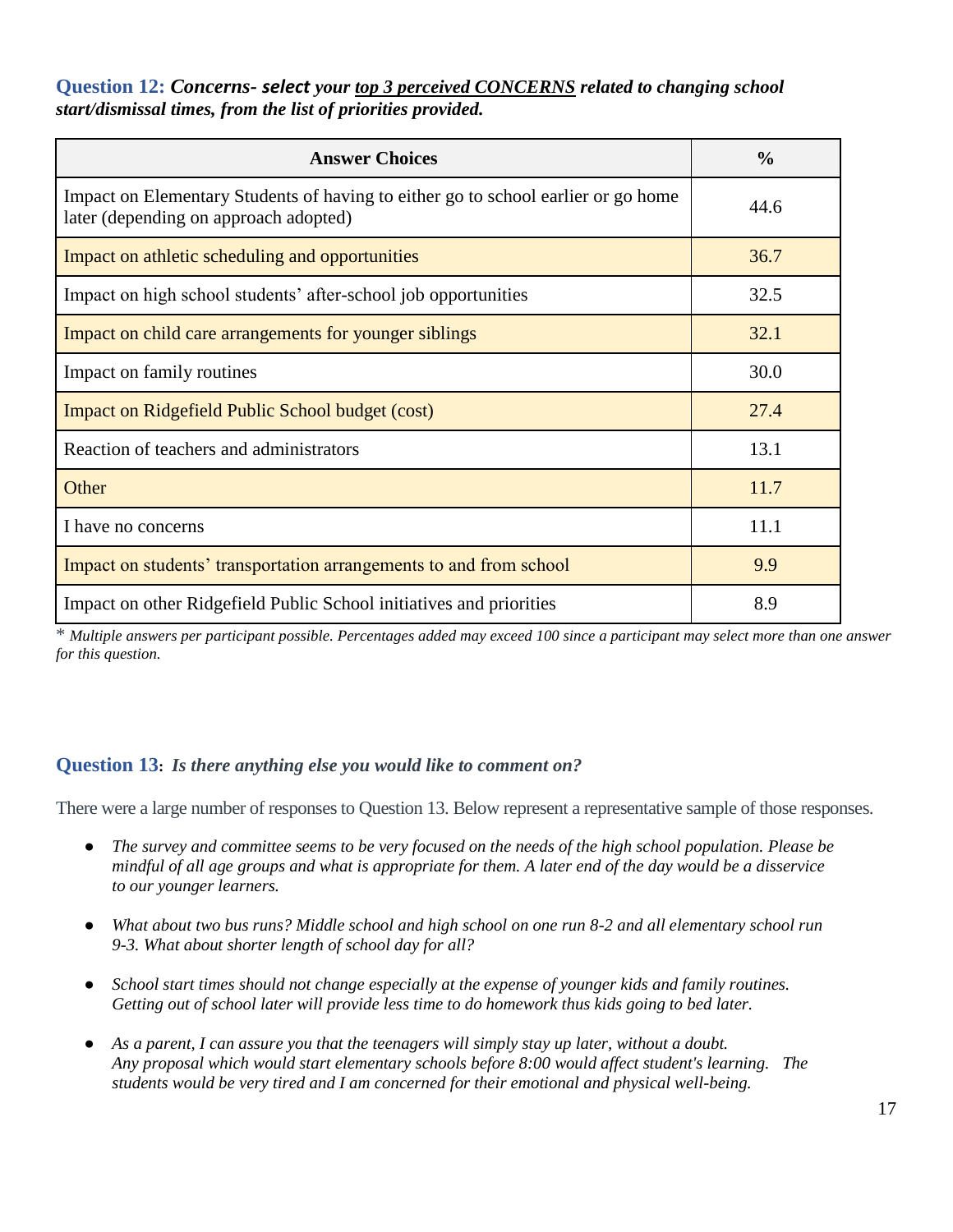### **Question 12:** ***Concerns- select your <u>top 3 perceived CONCERNS</u> related to changing school start/dismissal times, from the list of priorities provided.***

| Answer Choices | % |
|---|---|
| Impact on Elementary Students of having to either go to school earlier or go home later (depending on approach adopted) | 44.6 |
| Impact on athletic scheduling and opportunities | 36.7 |
| Impact on high school students' after-school job opportunities | 32.5 |
| Impact on child care arrangements for younger siblings | 32.1 |
| Impact on family routines | 30.0 |
| Impact on Ridgefield Public School budget (cost) | 27.4 |
| Reaction of teachers and administrators | 13.1 |
| Other | 11.7 |
| I have no concerns | 11.1 |
| Impact on students' transportation arrangements to and from school | 9.9 |
| Impact on other Ridgefield Public School initiatives and priorities | 8.9 |

* *Multiple answers per participant possible. Percentages added may exceed 100 since a participant may select more than one answer for this question.*

### **Question 13:** ***Is there anything else you would like to comment on?***

There were a large number of responses to Question 13. Below represent a representative sample of those responses.

- *The survey and committee seems to be very focused on the needs of the high school population. Please be mindful of all age groups and what is appropriate for them. A later end of the day would be a disservice to our younger learners.*
- *What about two bus runs? Middle school and high school on one run 8-2 and all elementary school run 9-3. What about shorter length of school day for all?*
- *School start times should not change especially at the expense of younger kids and family routines. Getting out of school later will provide less time to do homework thus kids going to bed later.*
- *As a parent, I can assure you that the teenagers will simply stay up later, without a doubt. Any proposal which would start elementary schools before 8:00 would affect student's learning. The students would be very tired and I am concerned for their emotional and physical well-being.*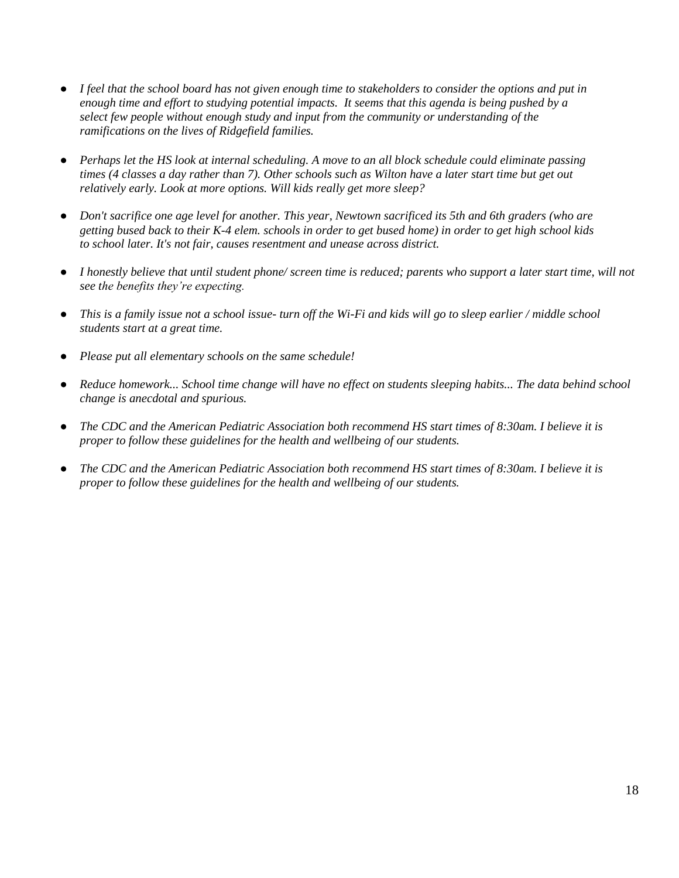- *I feel that the school board has not given enough time to stakeholders to consider the options and put in enough time and effort to studying potential impacts.  It seems that this agenda is being pushed by a select few people without enough study and input from the community or understanding of the ramifications on the lives of Ridgefield families.*

- *Perhaps let the HS look at internal scheduling. A move to an all block schedule could eliminate passing times (4 classes a day rather than 7). Other schools such as Wilton have a later start time but get out relatively early. Look at more options. Will kids really get more sleep?*

- *Don't sacrifice one age level for another. This year, Newtown sacrificed its 5th and 6th graders (who are getting bused back to their K-4 elem. schools in order to get bused home) in order to get high school kids to school later. It's not fair, causes resentment and unease across district.*

- *I honestly believe that until student phone/ screen time is reduced; parents who support a later start time, will not see the benefits they're expecting.*

- *This is a family issue not a school issue- turn off the Wi-Fi and kids will go to sleep earlier / middle school students start at a great time.*

- *Please put all elementary schools on the same schedule!*

- *Reduce homework... School time change will have no effect on students sleeping habits... The data behind school change is anecdotal and spurious.*

- *The CDC and the American Pediatric Association both recommend HS start times of 8:30am. I believe it is proper to follow these guidelines for the health and wellbeing of our students.*

- *The CDC and the American Pediatric Association both recommend HS start times of 8:30am. I believe it is proper to follow these guidelines for the health and wellbeing of our students.*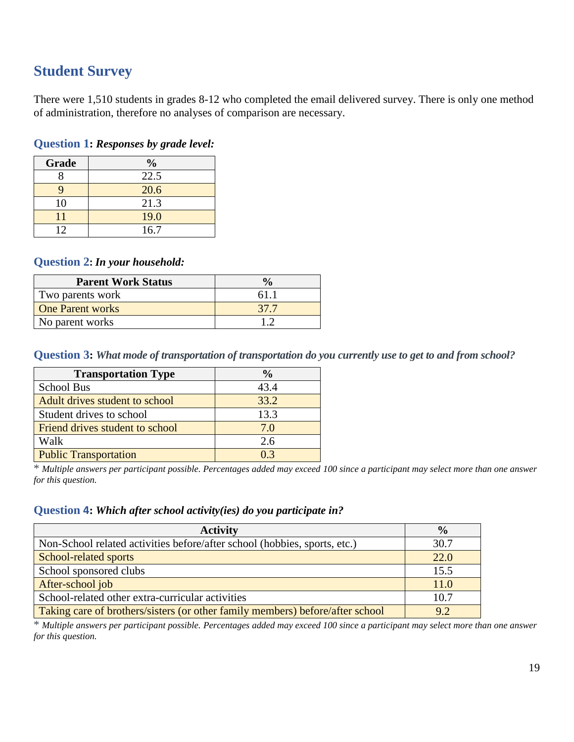## Student Survey

There were 1,510 students in grades 8-12 who completed the email delivered survey. There is only one method of administration, therefore no analyses of comparison are necessary.

### Question 1: *Responses by grade level:*

| Grade | % |
|---|---|
| 8 | 22.5 |
| 9 | 20.6 |
| 10 | 21.3 |
| 11 | 19.0 |
| 12 | 16.7 |

### Question 2: *In your household:*

| Parent Work Status | % |
|---|---|
| Two parents work | 61.1 |
| One Parent works | 37.7 |
| No parent works | 1.2 |

### Question 3: *What mode of transportation of transportation do you currently use to get to and from school?*

| Transportation Type | % |
|---|---|
| School Bus | 43.4 |
| Adult drives student to school | 33.2 |
| Student drives to school | 13.3 |
| Friend drives student to school | 7.0 |
| Walk | 2.6 |
| Public Transportation | 0.3 |

\* *Multiple answers per participant possible. Percentages added may exceed 100 since a participant may select more than one answer for this question.*

### Question 4: *Which after school activity(ies) do you participate in?*

| Activity | % |
|---|---|
| Non-School related activities before/after school (hobbies, sports, etc.) | 30.7 |
| School-related sports | 22.0 |
| School sponsored clubs | 15.5 |
| After-school job | 11.0 |
| School-related other extra-curricular activities | 10.7 |
| Taking care of brothers/sisters (or other family members) before/after school | 9.2 |

\* *Multiple answers per participant possible. Percentages added may exceed 100 since a participant may select more than one answer for this question.*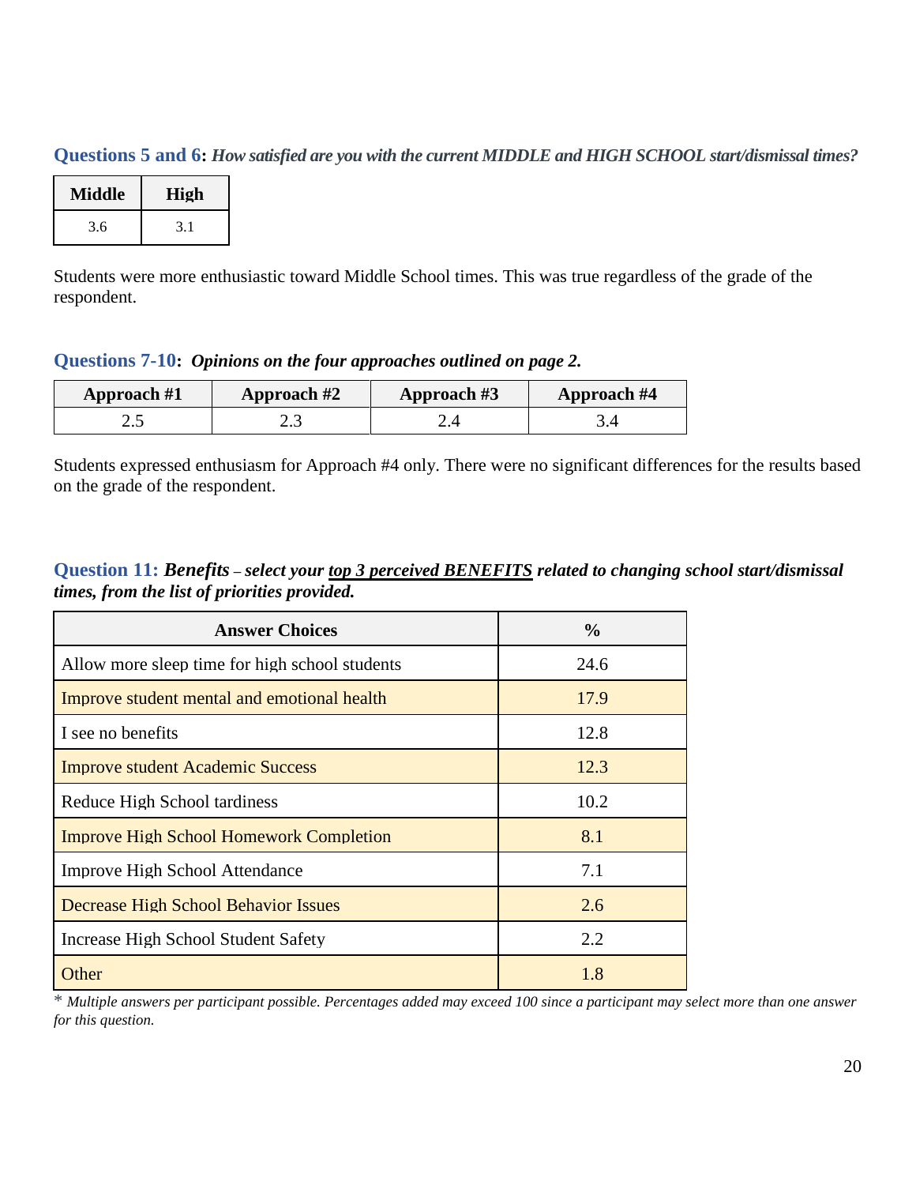**Questions 5 and 6:** ***How satisfied are you with the current MIDDLE and HIGH SCHOOL start/dismissal times?***

| Middle | High |
|---|---|
| 3.6 | 3.1 |

Students were more enthusiastic toward Middle School times. This was true regardless of the grade of the respondent.

**Questions 7-10:** ***Opinions on the four approaches outlined on page 2.***

| Approach #1 | Approach #2 | Approach #3 | Approach #4 |
|---|---|---|---|
| 2.5 | 2.3 | 2.4 | 3.4 |

Students expressed enthusiasm for Approach #4 only. There were no significant differences for the results based on the grade of the respondent.

**Question 11:** ***Benefits – select your top 3 perceived BENEFITS related to changing school start/dismissal times, from the list of priorities provided.***

| Answer Choices | % |
|---|---|
| Allow more sleep time for high school students | 24.6 |
| Improve student mental and emotional health | 17.9 |
| I see no benefits | 12.8 |
| Improve student Academic Success | 12.3 |
| Reduce High School tardiness | 10.2 |
| Improve High School Homework Completion | 8.1 |
| Improve High School Attendance | 7.1 |
| Decrease High School Behavior Issues | 2.6 |
| Increase High School Student Safety | 2.2 |
| Other | 1.8 |

\* *Multiple answers per participant possible. Percentages added may exceed 100 since a participant may select more than one answer for this question.*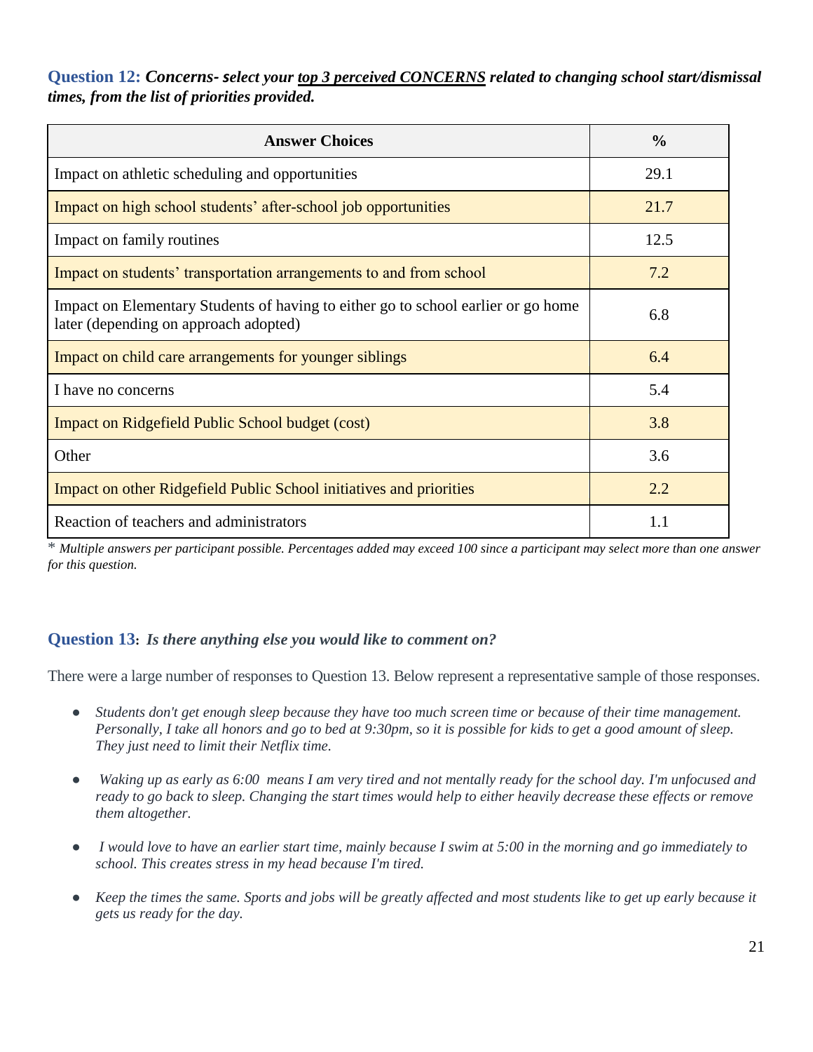**Question 12:** ***Concerns- select your <u>top 3 perceived CONCERNS</u> related to changing school start/dismissal times, from the list of priorities provided.***

| Answer Choices | % |
|---|---|
| Impact on athletic scheduling and opportunities | 29.1 |
| Impact on high school students' after-school job opportunities | 21.7 |
| Impact on family routines | 12.5 |
| Impact on students' transportation arrangements to and from school | 7.2 |
| Impact on Elementary Students of having to either go to school earlier or go home later (depending on approach adopted) | 6.8 |
| Impact on child care arrangements for younger siblings | 6.4 |
| I have no concerns | 5.4 |
| Impact on Ridgefield Public School budget (cost) | 3.8 |
| Other | 3.6 |
| Impact on other Ridgefield Public School initiatives and priorities | 2.2 |
| Reaction of teachers and administrators | 1.1 |

* *Multiple answers per participant possible. Percentages added may exceed 100 since a participant may select more than one answer for this question.*

**Question 13:** ***Is there anything else you would like to comment on?***

There were a large number of responses to Question 13. Below represent a representative sample of those responses.

- *Students don't get enough sleep because they have too much screen time or because of their time management. Personally, I take all honors and go to bed at 9:30pm, so it is possible for kids to get a good amount of sleep. They just need to limit their Netflix time.*
- *Waking up as early as 6:00 means I am very tired and not mentally ready for the school day. I'm unfocused and ready to go back to sleep. Changing the start times would help to either heavily decrease these effects or remove them altogether.*
- *I would love to have an earlier start time, mainly because I swim at 5:00 in the morning and go immediately to school. This creates stress in my head because I'm tired.*
- *Keep the times the same. Sports and jobs will be greatly affected and most students like to get up early because it gets us ready for the day.*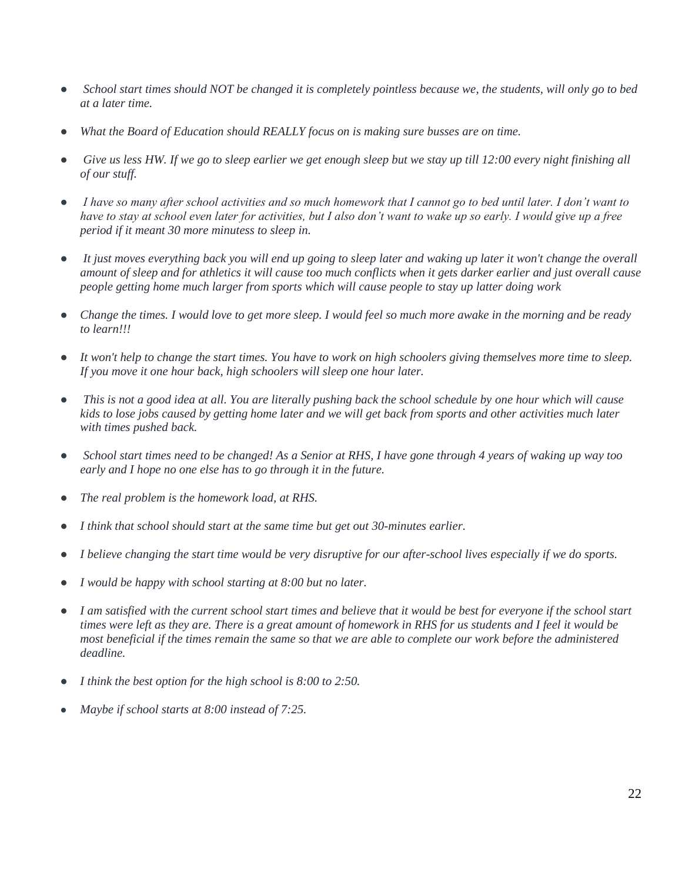- *School start times should NOT be changed it is completely pointless because we, the students, will only go to bed at a later time.*

- *What the Board of Education should REALLY focus on is making sure busses are on time.*

- *Give us less HW. If we go to sleep earlier we get enough sleep but we stay up till 12:00 every night finishing all of our stuff.*

- *I have so many after school activities and so much homework that I cannot go to bed until later. I don't want to have to stay at school even later for activities, but I also don't want to wake up so early. I would give up a free period if it meant 30 more minutess to sleep in.*

- *It just moves everything back you will end up going to sleep later and waking up later it won't change the overall amount of sleep and for athletics it will cause too much conflicts when it gets darker earlier and just overall cause people getting home much larger from sports which will cause people to stay up latter doing work*

- *Change the times. I would love to get more sleep. I would feel so much more awake in the morning and be ready to learn!!!*

- *It won't help to change the start times. You have to work on high schoolers giving themselves more time to sleep. If you move it one hour back, high schoolers will sleep one hour later.*

- *This is not a good idea at all. You are literally pushing back the school schedule by one hour which will cause kids to lose jobs caused by getting home later and we will get back from sports and other activities much later with times pushed back.*

- *School start times need to be changed! As a Senior at RHS, I have gone through 4 years of waking up way too early and I hope no one else has to go through it in the future.*

- *The real problem is the homework load, at RHS.*

- *I think that school should start at the same time but get out 30-minutes earlier.*

- *I believe changing the start time would be very disruptive for our after-school lives especially if we do sports.*

- *I would be happy with school starting at 8:00 but no later.*

- *I am satisfied with the current school start times and believe that it would be best for everyone if the school start times were left as they are. There is a great amount of homework in RHS for us students and I feel it would be most beneficial if the times remain the same so that we are able to complete our work before the administered deadline.*

- *I think the best option for the high school is 8:00 to 2:50.*

- *Maybe if school starts at 8:00 instead of 7:25.*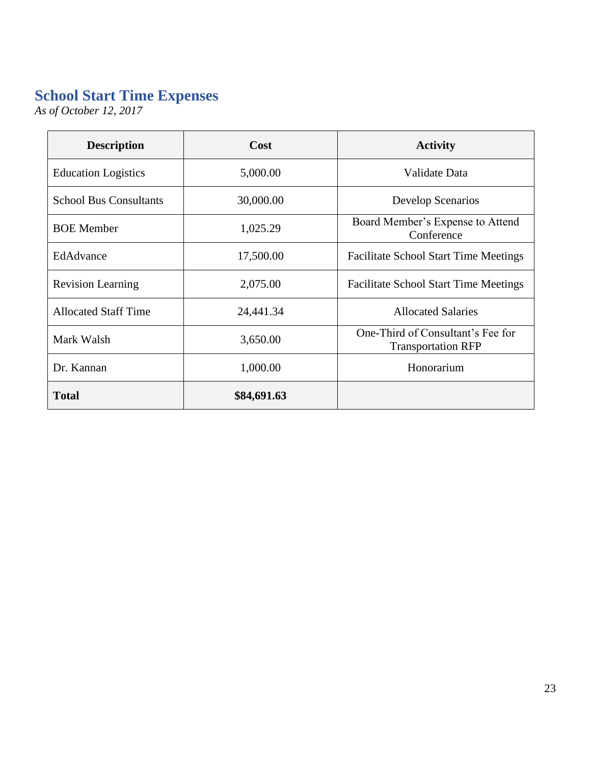## School Start Time Expenses

*As of October 12, 2017*

| Description | Cost | Activity |
|---|---|---|
| Education Logistics | 5,000.00 | Validate Data |
| School Bus Consultants | 30,000.00 | Develop Scenarios |
| BOE Member | 1,025.29 | Board Member's Expense to Attend Conference |
| EdAdvance | 17,500.00 | Facilitate School Start Time Meetings |
| Revision Learning | 2,075.00 | Facilitate School Start Time Meetings |
| Allocated Staff Time | 24,441.34 | Allocated Salaries |
| Mark Walsh | 3,650.00 | One-Third of Consultant's Fee for Transportation RFP |
| Dr. Kannan | 1,000.00 | Honorarium |
| **Total** | **$84,691.63** | |